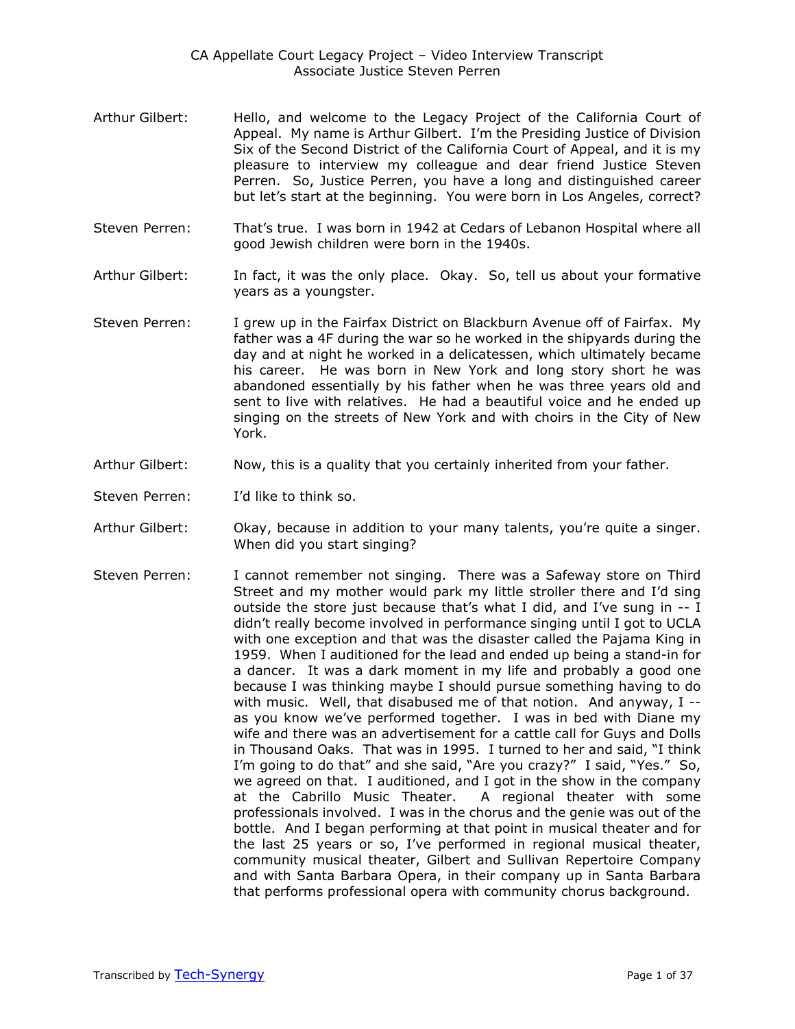Arthur Gilbert: Hello, and welcome to the Legacy Project of the California Court of Appeal. My name is Arthur Gilbert. I'm the Presiding Justice of Division Six of the Second District of the California Court of Appeal, and it is my pleasure to interview my colleague and dear friend Justice Steven Perren. So, Justice Perren, you have a long and distinguished career but let's start at the beginning. You were born in Los Angeles, correct?

Steven Perren: That's true. I was born in 1942 at Cedars of Lebanon Hospital where all good Jewish children were born in the 1940s.

Arthur Gilbert: In fact, it was the only place. Okay. So, tell us about your formative years as a youngster.

Steven Perren: I grew up in the Fairfax District on Blackburn Avenue off of Fairfax. My father was a 4F during the war so he worked in the shipyards during the day and at night he worked in a delicatessen, which ultimately became his career. He was born in New York and long story short he was abandoned essentially by his father when he was three years old and sent to live with relatives. He had a beautiful voice and he ended up singing on the streets of New York and with choirs in the City of New York.

Arthur Gilbert: Now, this is a quality that you certainly inherited from your father.

Steven Perren: I'd like to think so.

Arthur Gilbert: Okay, because in addition to your many talents, you're quite a singer. When did you start singing?

Steven Perren: I cannot remember not singing. There was a Safeway store on Third Street and my mother would park my little stroller there and I'd sing outside the store just because that's what I did, and I've sung in -- I didn't really become involved in performance singing until I got to UCLA with one exception and that was the disaster called the Pajama King in 1959. When I auditioned for the lead and ended up being a stand-in for a dancer. It was a dark moment in my life and probably a good one because I was thinking maybe I should pursue something having to do with music. Well, that disabused me of that notion. And anyway, I -- as you know we've performed together. I was in bed with Diane my wife and there was an advertisement for a cattle call for Guys and Dolls in Thousand Oaks. That was in 1995. I turned to her and said, "I think I'm going to do that" and she said, "Are you crazy?" I said, "Yes." So, we agreed on that. I auditioned, and I got in the show in the company at the Cabrillo Music Theater. A regional theater with some professionals involved. I was in the chorus and the genie was out of the bottle. And I began performing at that point in musical theater and for the last 25 years or so, I've performed in regional musical theater, community musical theater, Gilbert and Sullivan Repertoire Company and with Santa Barbara Opera, in their company up in Santa Barbara that performs professional opera with community chorus background.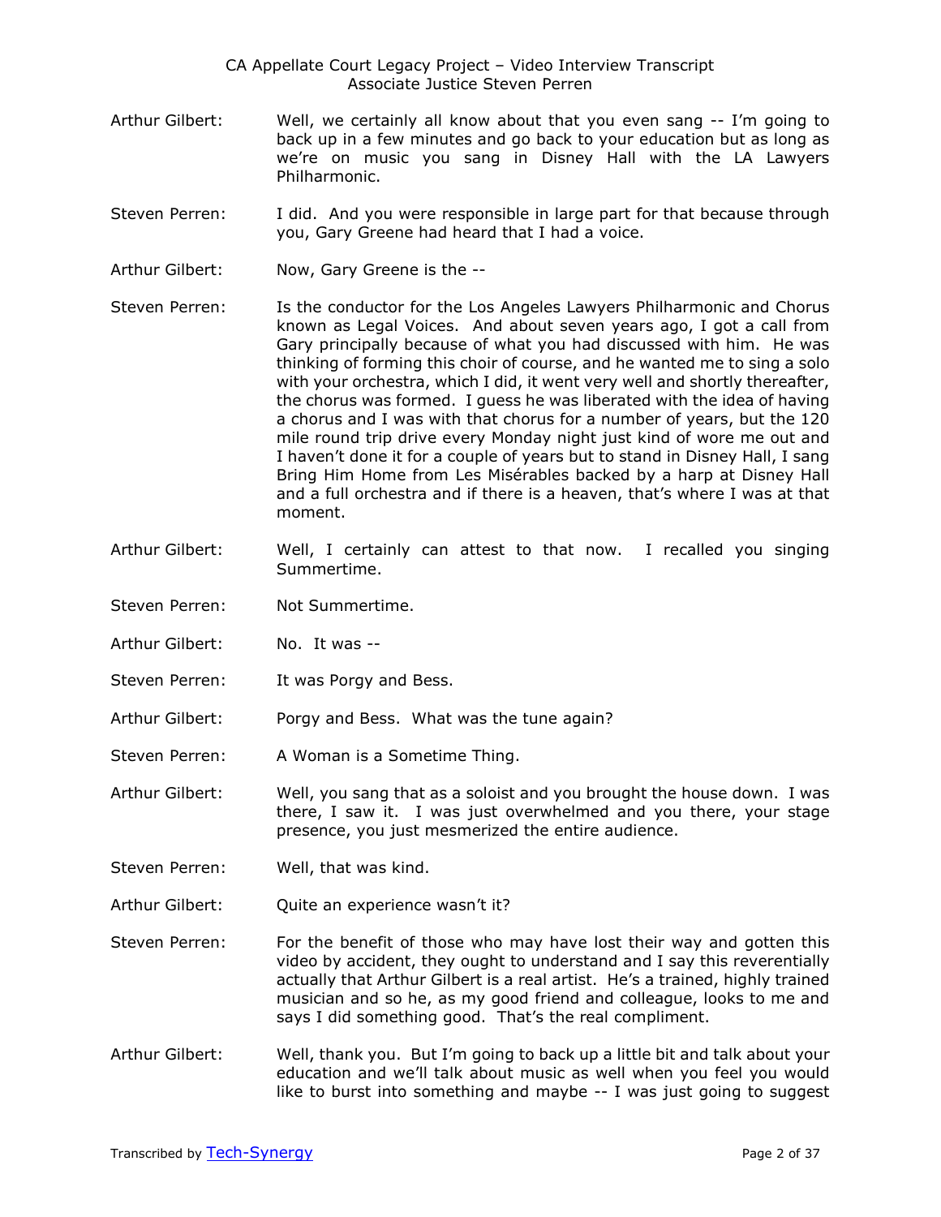Arthur Gilbert: Well, we certainly all know about that you even sang -- I'm going to back up in a few minutes and go back to your education but as long as we're on music you sang in Disney Hall with the LA Lawyers Philharmonic.

Steven Perren: I did. And you were responsible in large part for that because through you, Gary Greene had heard that I had a voice.

Arthur Gilbert: Now, Gary Greene is the --

Steven Perren: Is the conductor for the Los Angeles Lawyers Philharmonic and Chorus known as Legal Voices. And about seven years ago, I got a call from Gary principally because of what you had discussed with him. He was thinking of forming this choir of course, and he wanted me to sing a solo with your orchestra, which I did, it went very well and shortly thereafter, the chorus was formed. I guess he was liberated with the idea of having a chorus and I was with that chorus for a number of years, but the 120 mile round trip drive every Monday night just kind of wore me out and I haven't done it for a couple of years but to stand in Disney Hall, I sang Bring Him Home from Les Misérables backed by a harp at Disney Hall and a full orchestra and if there is a heaven, that's where I was at that moment.

Arthur Gilbert: Well, I certainly can attest to that now. I recalled you singing Summertime.

Steven Perren: Not Summertime.

Arthur Gilbert: No. It was --

Steven Perren: It was Porgy and Bess.

Arthur Gilbert: Porgy and Bess. What was the tune again?

Steven Perren: A Woman is a Sometime Thing.

Arthur Gilbert: Well, you sang that as a soloist and you brought the house down. I was there, I saw it. I was just overwhelmed and you there, your stage presence, you just mesmerized the entire audience.

Steven Perren: Well, that was kind.

Arthur Gilbert: Quite an experience wasn't it?

Steven Perren: For the benefit of those who may have lost their way and gotten this video by accident, they ought to understand and I say this reverentially actually that Arthur Gilbert is a real artist. He's a trained, highly trained musician and so he, as my good friend and colleague, looks to me and says I did something good. That's the real compliment.

Arthur Gilbert: Well, thank you. But I'm going to back up a little bit and talk about your education and we'll talk about music as well when you feel you would like to burst into something and maybe -- I was just going to suggest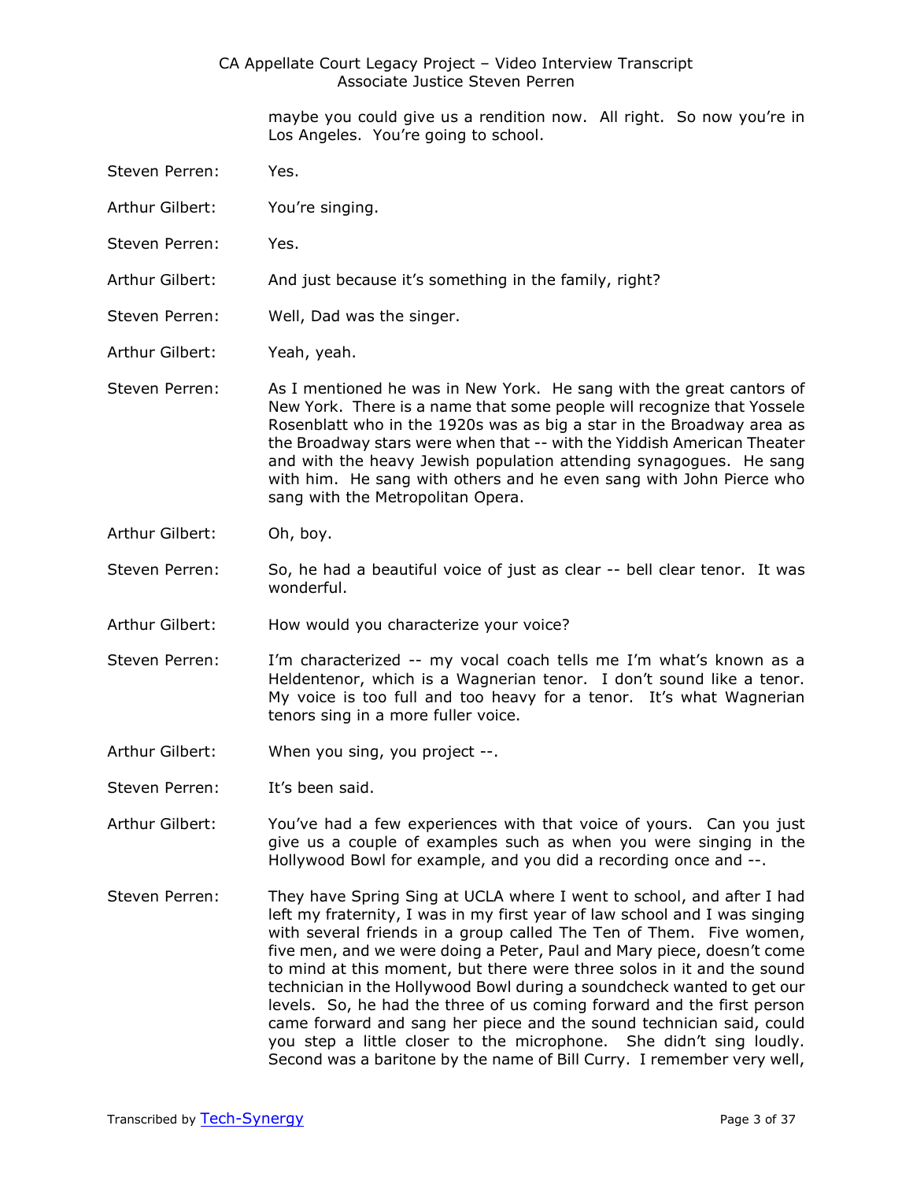maybe you could give us a rendition now. All right. So now you're in Los Angeles. You're going to school.

Steven Perren: Yes.

Arthur Gilbert: You're singing.

Steven Perren: Yes.

Arthur Gilbert: And just because it's something in the family, right?

Steven Perren: Well, Dad was the singer.

Arthur Gilbert: Yeah, yeah.

Steven Perren: As I mentioned he was in New York. He sang with the great cantors of New York. There is a name that some people will recognize that Yossele Rosenblatt who in the 1920s was as big a star in the Broadway area as the Broadway stars were when that -- with the Yiddish American Theater and with the heavy Jewish population attending synagogues. He sang with him. He sang with others and he even sang with John Pierce who sang with the Metropolitan Opera.

Arthur Gilbert: Oh, boy.

Steven Perren: So, he had a beautiful voice of just as clear -- bell clear tenor. It was wonderful.

Arthur Gilbert: How would you characterize your voice?

Steven Perren: I'm characterized -- my vocal coach tells me I'm what's known as a Heldentenor, which is a Wagnerian tenor. I don't sound like a tenor. My voice is too full and too heavy for a tenor. It's what Wagnerian tenors sing in a more fuller voice.

Arthur Gilbert: When you sing, you project --.

Steven Perren: It's been said.

Arthur Gilbert: You've had a few experiences with that voice of yours. Can you just give us a couple of examples such as when you were singing in the Hollywood Bowl for example, and you did a recording once and --.

Steven Perren: They have Spring Sing at UCLA where I went to school, and after I had left my fraternity, I was in my first year of law school and I was singing with several friends in a group called The Ten of Them. Five women, five men, and we were doing a Peter, Paul and Mary piece, doesn't come to mind at this moment, but there were three solos in it and the sound technician in the Hollywood Bowl during a soundcheck wanted to get our levels. So, he had the three of us coming forward and the first person came forward and sang her piece and the sound technician said, could you step a little closer to the microphone. She didn't sing loudly. Second was a baritone by the name of Bill Curry. I remember very well,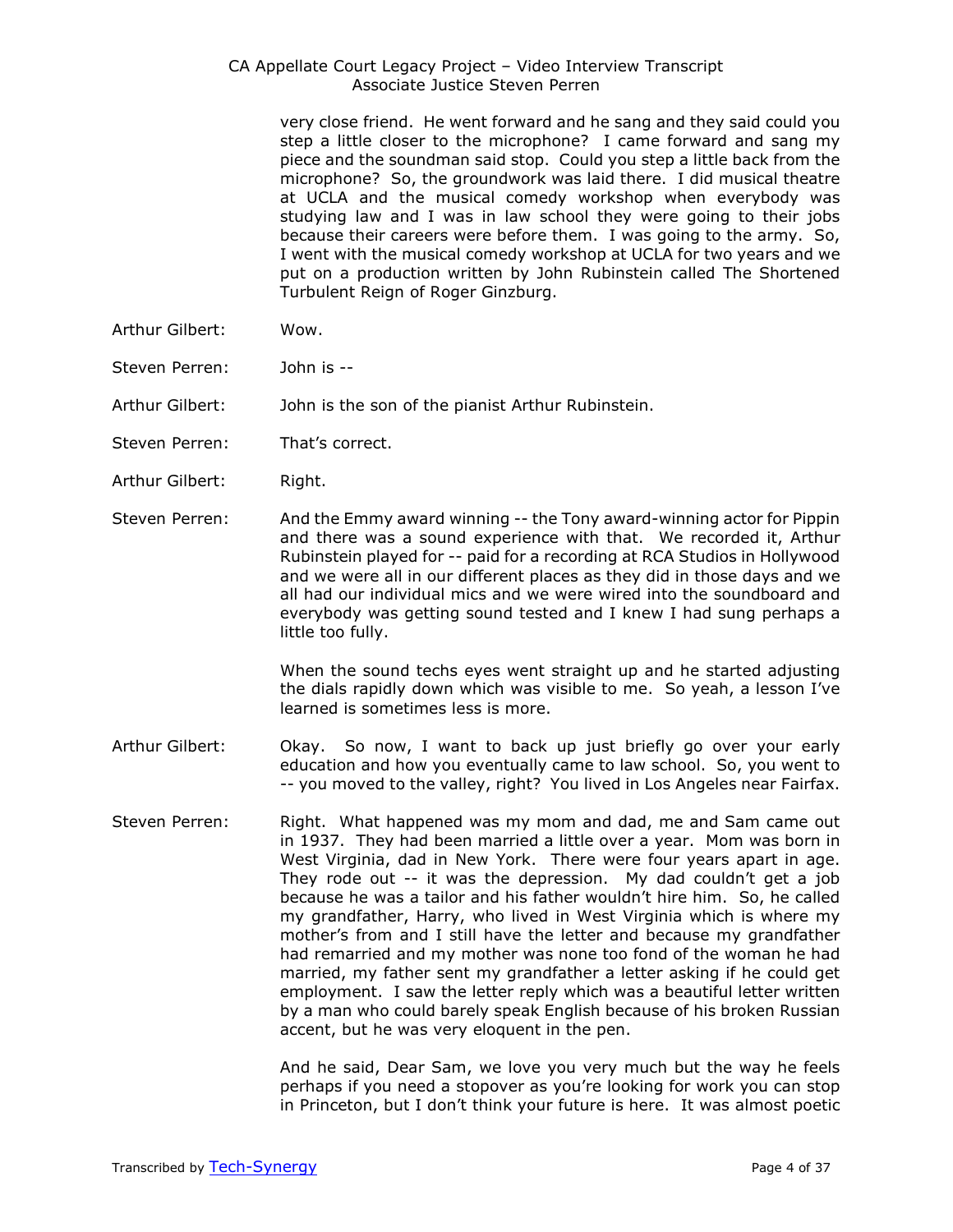very close friend. He went forward and he sang and they said could you step a little closer to the microphone? I came forward and sang my piece and the soundman said stop. Could you step a little back from the microphone? So, the groundwork was laid there. I did musical theatre at UCLA and the musical comedy workshop when everybody was studying law and I was in law school they were going to their jobs because their careers were before them. I was going to the army. So, I went with the musical comedy workshop at UCLA for two years and we put on a production written by John Rubinstein called The Shortened Turbulent Reign of Roger Ginzburg.

Arthur Gilbert: Wow.

Steven Perren: John is --

Arthur Gilbert: John is the son of the pianist Arthur Rubinstein.

Steven Perren: That's correct.

Arthur Gilbert: Right.

Steven Perren: And the Emmy award winning -- the Tony award-winning actor for Pippin and there was a sound experience with that. We recorded it, Arthur Rubinstein played for -- paid for a recording at RCA Studios in Hollywood and we were all in our different places as they did in those days and we all had our individual mics and we were wired into the soundboard and everybody was getting sound tested and I knew I had sung perhaps a little too fully.

When the sound techs eyes went straight up and he started adjusting the dials rapidly down which was visible to me. So yeah, a lesson I've learned is sometimes less is more.

Arthur Gilbert: Okay. So now, I want to back up just briefly go over your early education and how you eventually came to law school. So, you went to -- you moved to the valley, right? You lived in Los Angeles near Fairfax.

Steven Perren: Right. What happened was my mom and dad, me and Sam came out in 1937. They had been married a little over a year. Mom was born in West Virginia, dad in New York. There were four years apart in age. They rode out -- it was the depression. My dad couldn't get a job because he was a tailor and his father wouldn't hire him. So, he called my grandfather, Harry, who lived in West Virginia which is where my mother's from and I still have the letter and because my grandfather had remarried and my mother was none too fond of the woman he had married, my father sent my grandfather a letter asking if he could get employment. I saw the letter reply which was a beautiful letter written by a man who could barely speak English because of his broken Russian accent, but he was very eloquent in the pen.

And he said, Dear Sam, we love you very much but the way he feels perhaps if you need a stopover as you're looking for work you can stop in Princeton, but I don't think your future is here. It was almost poetic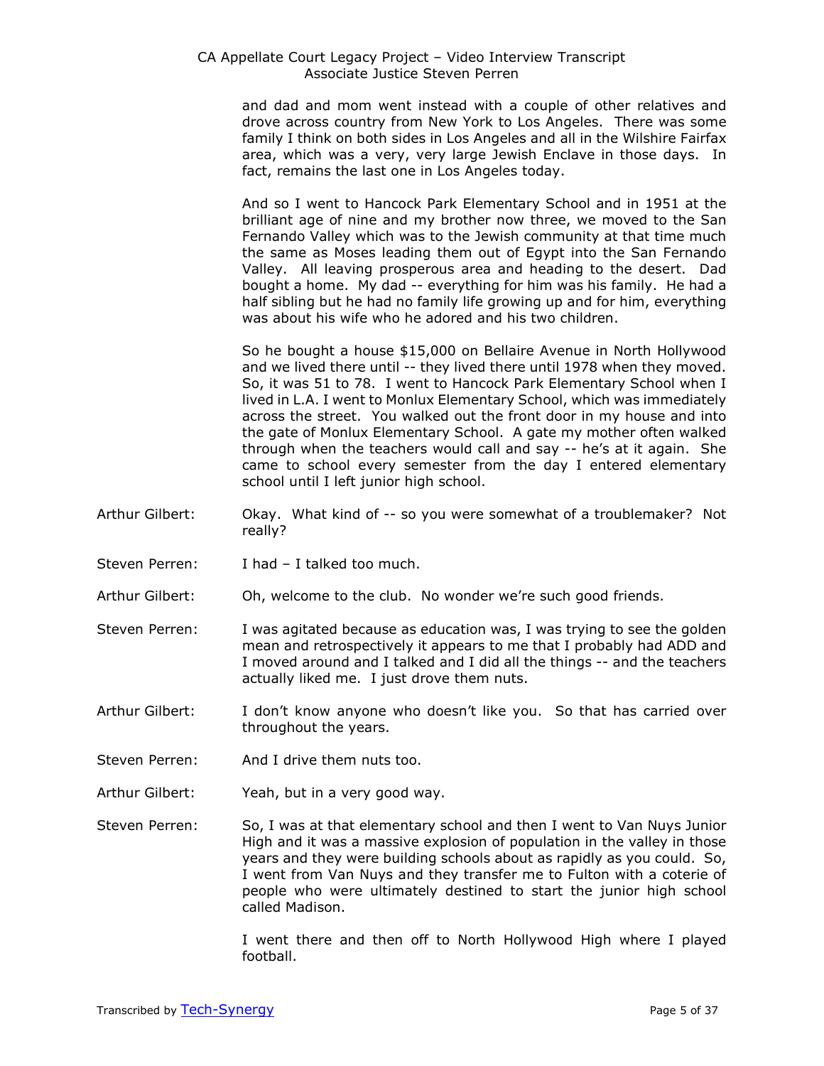and dad and mom went instead with a couple of other relatives and drove across country from New York to Los Angeles. There was some family I think on both sides in Los Angeles and all in the Wilshire Fairfax area, which was a very, very large Jewish Enclave in those days. In fact, remains the last one in Los Angeles today.

And so I went to Hancock Park Elementary School and in 1951 at the brilliant age of nine and my brother now three, we moved to the San Fernando Valley which was to the Jewish community at that time much the same as Moses leading them out of Egypt into the San Fernando Valley. All leaving prosperous area and heading to the desert. Dad bought a home. My dad -- everything for him was his family. He had a half sibling but he had no family life growing up and for him, everything was about his wife who he adored and his two children.

So he bought a house $15,000 on Bellaire Avenue in North Hollywood and we lived there until -- they lived there until 1978 when they moved. So, it was 51 to 78. I went to Hancock Park Elementary School when I lived in L.A. I went to Monlux Elementary School, which was immediately across the street. You walked out the front door in my house and into the gate of Monlux Elementary School. A gate my mother often walked through when the teachers would call and say -- he's at it again. She came to school every semester from the day I entered elementary school until I left junior high school.

Arthur Gilbert: Okay. What kind of -- so you were somewhat of a troublemaker? Not really?

Steven Perren: I had – I talked too much.

Arthur Gilbert: Oh, welcome to the club. No wonder we're such good friends.

Steven Perren: I was agitated because as education was, I was trying to see the golden mean and retrospectively it appears to me that I probably had ADD and I moved around and I talked and I did all the things -- and the teachers actually liked me. I just drove them nuts.

Arthur Gilbert: I don't know anyone who doesn't like you. So that has carried over throughout the years.

Steven Perren: And I drive them nuts too.

Arthur Gilbert: Yeah, but in a very good way.

Steven Perren: So, I was at that elementary school and then I went to Van Nuys Junior High and it was a massive explosion of population in the valley in those years and they were building schools about as rapidly as you could. So, I went from Van Nuys and they transfer me to Fulton with a coterie of people who were ultimately destined to start the junior high school called Madison.

I went there and then off to North Hollywood High where I played football.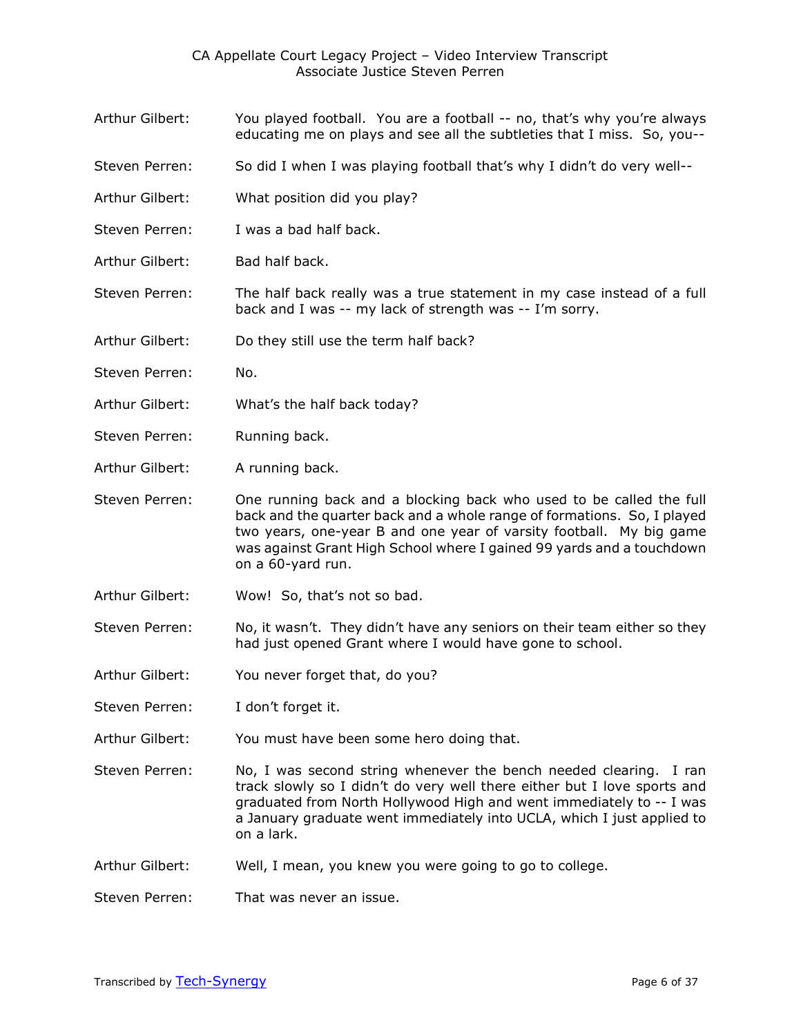Arthur Gilbert: You played football. You are a football -- no, that's why you're always educating me on plays and see all the subtleties that I miss. So, you--

Steven Perren: So did I when I was playing football that's why I didn't do very well--

Arthur Gilbert: What position did you play?

Steven Perren: I was a bad half back.

Arthur Gilbert: Bad half back.

Steven Perren: The half back really was a true statement in my case instead of a full back and I was -- my lack of strength was -- I'm sorry.

Arthur Gilbert: Do they still use the term half back?

Steven Perren: No.

Arthur Gilbert: What's the half back today?

Steven Perren: Running back.

Arthur Gilbert: A running back.

Steven Perren: One running back and a blocking back who used to be called the full back and the quarter back and a whole range of formations. So, I played two years, one-year B and one year of varsity football. My big game was against Grant High School where I gained 99 yards and a touchdown on a 60-yard run.

Arthur Gilbert: Wow! So, that's not so bad.

Steven Perren: No, it wasn't. They didn't have any seniors on their team either so they had just opened Grant where I would have gone to school.

Arthur Gilbert: You never forget that, do you?

Steven Perren: I don't forget it.

Arthur Gilbert: You must have been some hero doing that.

Steven Perren: No, I was second string whenever the bench needed clearing. I ran track slowly so I didn't do very well there either but I love sports and graduated from North Hollywood High and went immediately to -- I was a January graduate went immediately into UCLA, which I just applied to on a lark.

Arthur Gilbert: Well, I mean, you knew you were going to go to college.

Steven Perren: That was never an issue.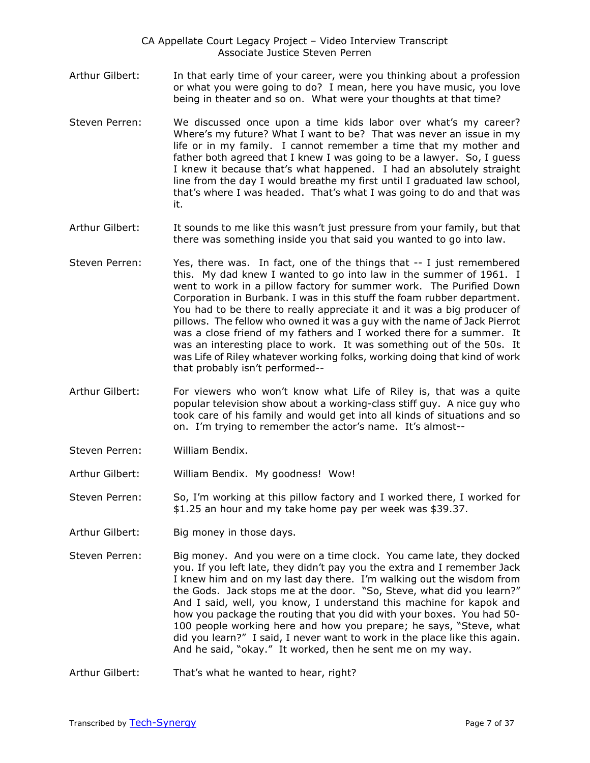Arthur Gilbert: In that early time of your career, were you thinking about a profession or what you were going to do? I mean, here you have music, you love being in theater and so on. What were your thoughts at that time?

Steven Perren: We discussed once upon a time kids labor over what's my career? Where's my future? What I want to be? That was never an issue in my life or in my family. I cannot remember a time that my mother and father both agreed that I knew I was going to be a lawyer. So, I guess I knew it because that's what happened. I had an absolutely straight line from the day I would breathe my first until I graduated law school, that's where I was headed. That's what I was going to do and that was it.

Arthur Gilbert: It sounds to me like this wasn't just pressure from your family, but that there was something inside you that said you wanted to go into law.

Steven Perren: Yes, there was. In fact, one of the things that -- I just remembered this. My dad knew I wanted to go into law in the summer of 1961. I went to work in a pillow factory for summer work. The Purified Down Corporation in Burbank. I was in this stuff the foam rubber department. You had to be there to really appreciate it and it was a big producer of pillows. The fellow who owned it was a guy with the name of Jack Pierrot was a close friend of my fathers and I worked there for a summer. It was an interesting place to work. It was something out of the 50s. It was Life of Riley whatever working folks, working doing that kind of work that probably isn't performed--

Arthur Gilbert: For viewers who won't know what Life of Riley is, that was a quite popular television show about a working-class stiff guy. A nice guy who took care of his family and would get into all kinds of situations and so on. I'm trying to remember the actor's name. It's almost--

Steven Perren: William Bendix.

Arthur Gilbert: William Bendix. My goodness! Wow!

Steven Perren: So, I'm working at this pillow factory and I worked there, I worked for $1.25 an hour and my take home pay per week was $39.37.

Arthur Gilbert: Big money in those days.

Steven Perren: Big money. And you were on a time clock. You came late, they docked you. If you left late, they didn't pay you the extra and I remember Jack I knew him and on my last day there. I'm walking out the wisdom from the Gods. Jack stops me at the door. "So, Steve, what did you learn?" And I said, well, you know, I understand this machine for kapok and how you package the routing that you did with your boxes. You had 50-100 people working here and how you prepare; he says, "Steve, what did you learn?" I said, I never want to work in the place like this again. And he said, "okay." It worked, then he sent me on my way.

Arthur Gilbert: That's what he wanted to hear, right?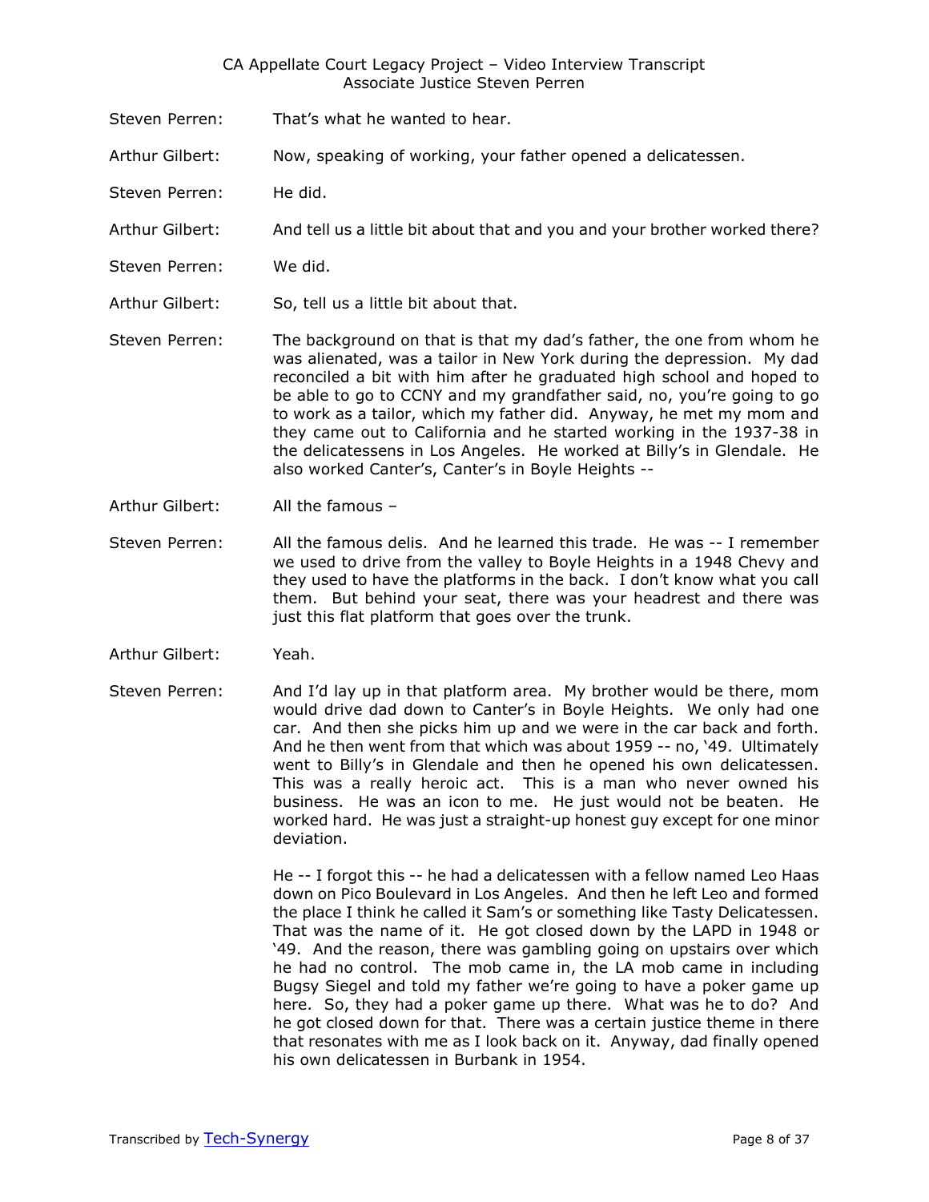Steven Perren: That's what he wanted to hear.

Arthur Gilbert: Now, speaking of working, your father opened a delicatessen.

Steven Perren: He did.

Arthur Gilbert: And tell us a little bit about that and you and your brother worked there?

Steven Perren: We did.

Arthur Gilbert: So, tell us a little bit about that.

Steven Perren: The background on that is that my dad's father, the one from whom he was alienated, was a tailor in New York during the depression. My dad reconciled a bit with him after he graduated high school and hoped to be able to go to CCNY and my grandfather said, no, you're going to go to work as a tailor, which my father did. Anyway, he met my mom and they came out to California and he started working in the 1937-38 in the delicatessens in Los Angeles. He worked at Billy's in Glendale. He also worked Canter's, Canter's in Boyle Heights --

Arthur Gilbert: All the famous –

Steven Perren: All the famous delis. And he learned this trade. He was -- I remember we used to drive from the valley to Boyle Heights in a 1948 Chevy and they used to have the platforms in the back. I don't know what you call them. But behind your seat, there was your headrest and there was just this flat platform that goes over the trunk.

Arthur Gilbert: Yeah.

Steven Perren: And I'd lay up in that platform area. My brother would be there, mom would drive dad down to Canter's in Boyle Heights. We only had one car. And then she picks him up and we were in the car back and forth. And he then went from that which was about 1959 -- no, '49. Ultimately went to Billy's in Glendale and then he opened his own delicatessen. This was a really heroic act. This is a man who never owned his business. He was an icon to me. He just would not be beaten. He worked hard. He was just a straight-up honest guy except for one minor deviation.

He -- I forgot this -- he had a delicatessen with a fellow named Leo Haas down on Pico Boulevard in Los Angeles. And then he left Leo and formed the place I think he called it Sam's or something like Tasty Delicatessen. That was the name of it. He got closed down by the LAPD in 1948 or '49. And the reason, there was gambling going on upstairs over which he had no control. The mob came in, the LA mob came in including Bugsy Siegel and told my father we're going to have a poker game up here. So, they had a poker game up there. What was he to do? And he got closed down for that. There was a certain justice theme in there that resonates with me as I look back on it. Anyway, dad finally opened his own delicatessen in Burbank in 1954.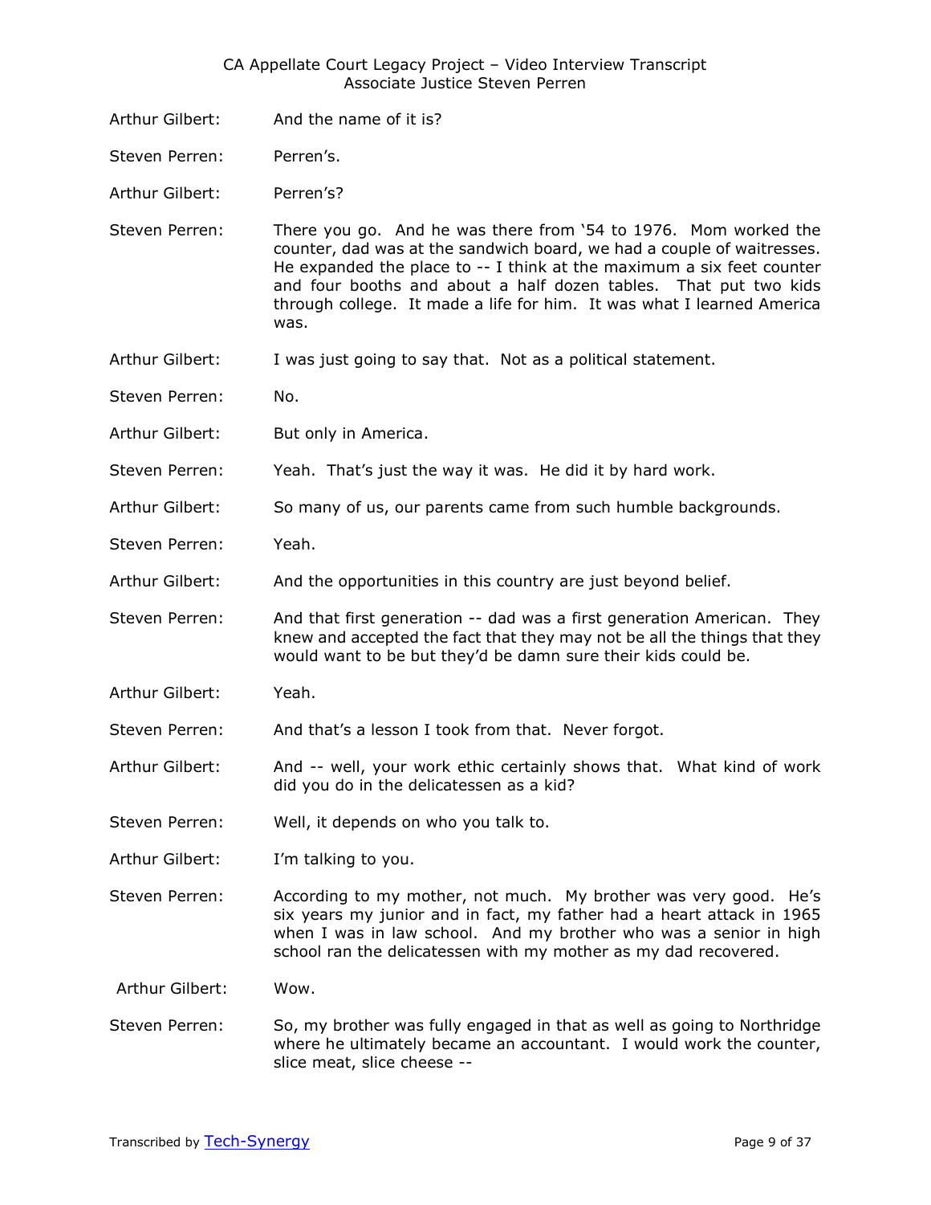Arthur Gilbert: And the name of it is?

Steven Perren: Perren's.

Arthur Gilbert: Perren's?

Steven Perren: There you go. And he was there from '54 to 1976. Mom worked the counter, dad was at the sandwich board, we had a couple of waitresses. He expanded the place to -- I think at the maximum a six feet counter and four booths and about a half dozen tables. That put two kids through college. It made a life for him. It was what I learned America was.

Arthur Gilbert: I was just going to say that. Not as a political statement.

Steven Perren: No.

Arthur Gilbert: But only in America.

Steven Perren: Yeah. That's just the way it was. He did it by hard work.

Arthur Gilbert: So many of us, our parents came from such humble backgrounds.

Steven Perren: Yeah.

Arthur Gilbert: And the opportunities in this country are just beyond belief.

Steven Perren: And that first generation -- dad was a first generation American. They knew and accepted the fact that they may not be all the things that they would want to be but they'd be damn sure their kids could be.

Arthur Gilbert: Yeah.

Steven Perren: And that's a lesson I took from that. Never forgot.

Arthur Gilbert: And -- well, your work ethic certainly shows that. What kind of work did you do in the delicatessen as a kid?

Steven Perren: Well, it depends on who you talk to.

Arthur Gilbert: I'm talking to you.

Steven Perren: According to my mother, not much. My brother was very good. He's six years my junior and in fact, my father had a heart attack in 1965 when I was in law school. And my brother who was a senior in high school ran the delicatessen with my mother as my dad recovered.

Arthur Gilbert: Wow.

Steven Perren: So, my brother was fully engaged in that as well as going to Northridge where he ultimately became an accountant. I would work the counter, slice meat, slice cheese --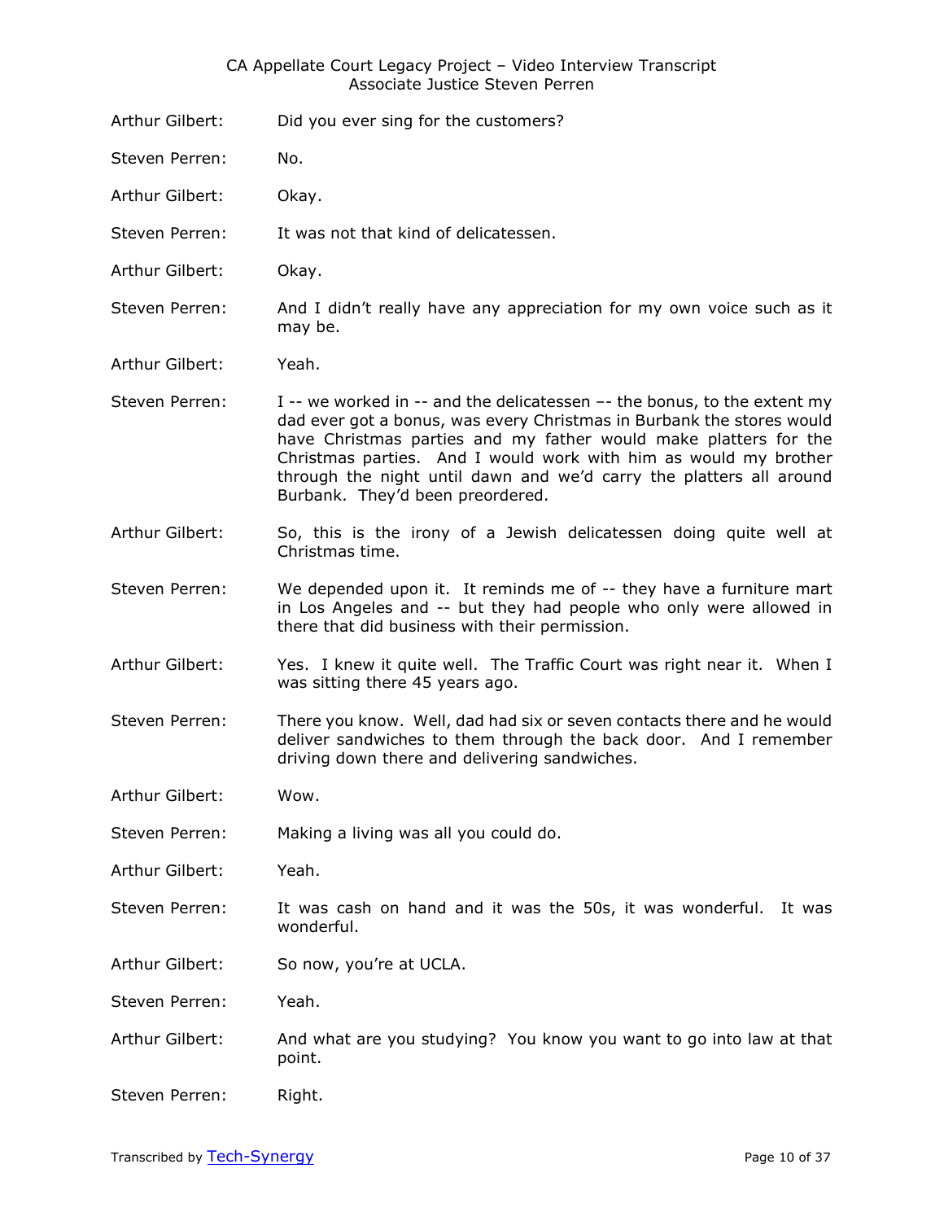Arthur Gilbert: Did you ever sing for the customers?

Steven Perren: No.

Arthur Gilbert: Okay.

Steven Perren: It was not that kind of delicatessen.

Arthur Gilbert: Okay.

Steven Perren: And I didn't really have any appreciation for my own voice such as it may be.

Arthur Gilbert: Yeah.

Steven Perren: I -- we worked in -- and the delicatessen –- the bonus, to the extent my dad ever got a bonus, was every Christmas in Burbank the stores would have Christmas parties and my father would make platters for the Christmas parties. And I would work with him as would my brother through the night until dawn and we'd carry the platters all around Burbank. They'd been preordered.

Arthur Gilbert: So, this is the irony of a Jewish delicatessen doing quite well at Christmas time.

Steven Perren: We depended upon it. It reminds me of -- they have a furniture mart in Los Angeles and -- but they had people who only were allowed in there that did business with their permission.

Arthur Gilbert: Yes. I knew it quite well. The Traffic Court was right near it. When I was sitting there 45 years ago.

Steven Perren: There you know. Well, dad had six or seven contacts there and he would deliver sandwiches to them through the back door. And I remember driving down there and delivering sandwiches.

Arthur Gilbert: Wow.

Steven Perren: Making a living was all you could do.

Arthur Gilbert: Yeah.

Steven Perren: It was cash on hand and it was the 50s, it was wonderful. It was wonderful.

Arthur Gilbert: So now, you're at UCLA.

Steven Perren: Yeah.

Arthur Gilbert: And what are you studying? You know you want to go into law at that point.

Steven Perren: Right.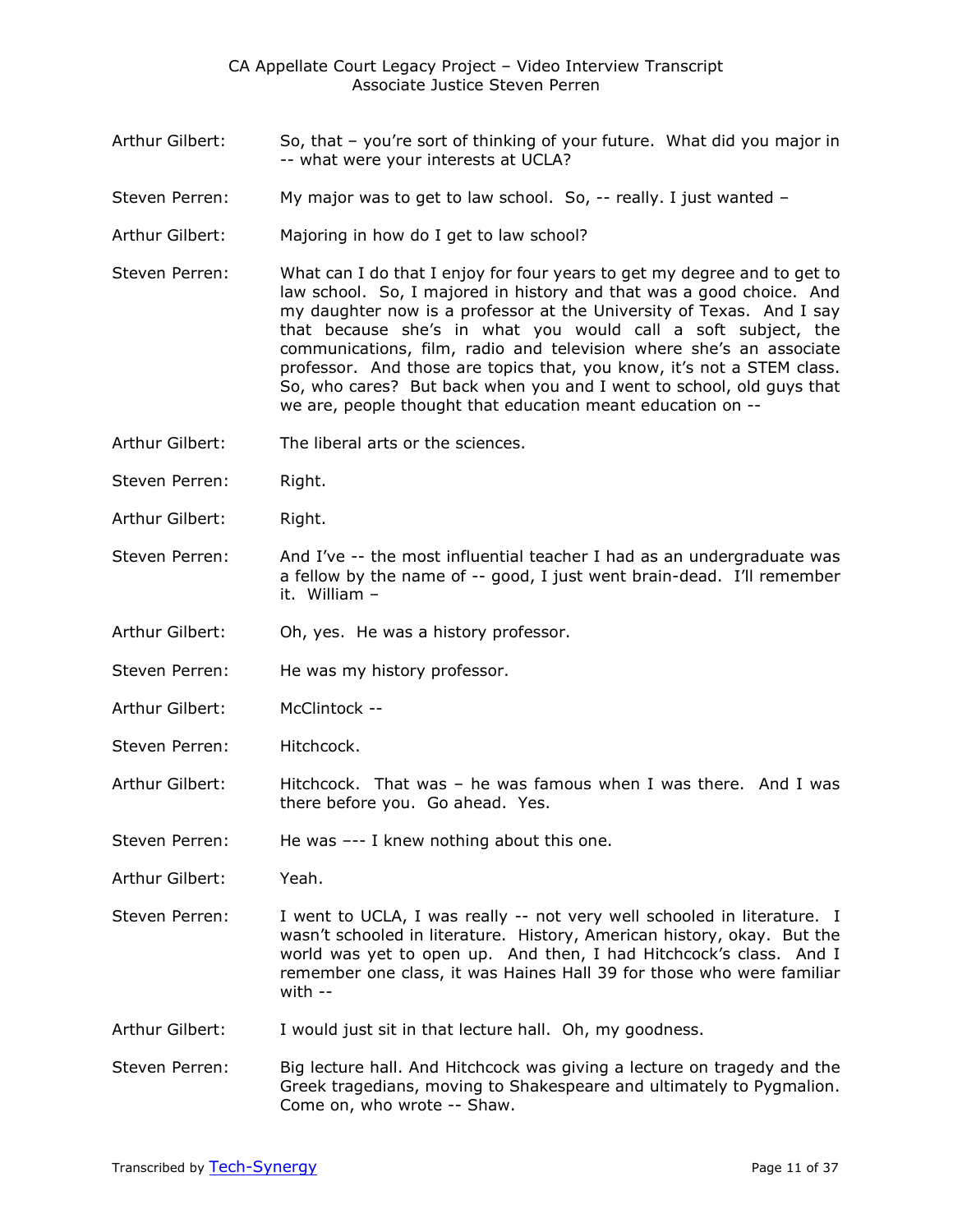Arthur Gilbert: So, that – you're sort of thinking of your future. What did you major in -- what were your interests at UCLA?

Steven Perren: My major was to get to law school. So, -- really. I just wanted –

Arthur Gilbert: Majoring in how do I get to law school?

Steven Perren: What can I do that I enjoy for four years to get my degree and to get to law school. So, I majored in history and that was a good choice. And my daughter now is a professor at the University of Texas. And I say that because she's in what you would call a soft subject, the communications, film, radio and television where she's an associate professor. And those are topics that, you know, it's not a STEM class. So, who cares? But back when you and I went to school, old guys that we are, people thought that education meant education on --

Arthur Gilbert: The liberal arts or the sciences.

Steven Perren: Right.

Arthur Gilbert: Right.

Steven Perren: And I've -- the most influential teacher I had as an undergraduate was a fellow by the name of -- good, I just went brain-dead. I'll remember it. William –

Arthur Gilbert: Oh, yes. He was a history professor.

Steven Perren: He was my history professor.

Arthur Gilbert: McClintock --

Steven Perren: Hitchcock.

Arthur Gilbert: Hitchcock. That was – he was famous when I was there. And I was there before you. Go ahead. Yes.

Steven Perren: He was –-- I knew nothing about this one.

Arthur Gilbert: Yeah.

Steven Perren: I went to UCLA, I was really -- not very well schooled in literature. I wasn't schooled in literature. History, American history, okay. But the world was yet to open up. And then, I had Hitchcock's class. And I remember one class, it was Haines Hall 39 for those who were familiar with --

Arthur Gilbert: I would just sit in that lecture hall. Oh, my goodness.

Steven Perren: Big lecture hall. And Hitchcock was giving a lecture on tragedy and the Greek tragedians, moving to Shakespeare and ultimately to Pygmalion. Come on, who wrote -- Shaw.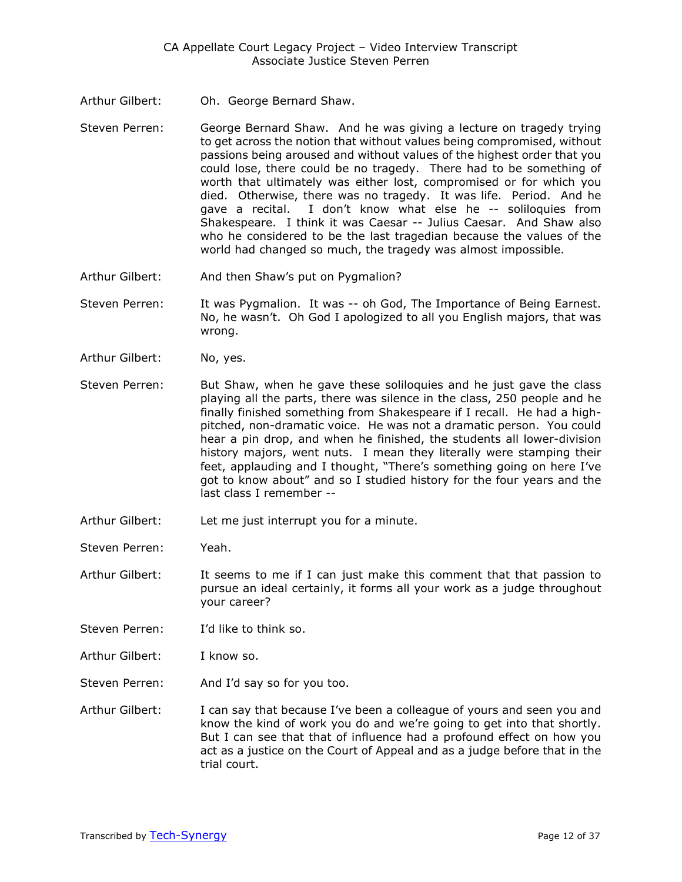Arthur Gilbert: Oh. George Bernard Shaw.

Steven Perren: George Bernard Shaw. And he was giving a lecture on tragedy trying to get across the notion that without values being compromised, without passions being aroused and without values of the highest order that you could lose, there could be no tragedy. There had to be something of worth that ultimately was either lost, compromised or for which you died. Otherwise, there was no tragedy. It was life. Period. And he gave a recital. I don't know what else he -- soliloquies from Shakespeare. I think it was Caesar -- Julius Caesar. And Shaw also who he considered to be the last tragedian because the values of the world had changed so much, the tragedy was almost impossible.

Arthur Gilbert: And then Shaw's put on Pygmalion?

Steven Perren: It was Pygmalion. It was -- oh God, The Importance of Being Earnest. No, he wasn't. Oh God I apologized to all you English majors, that was wrong.

Arthur Gilbert: No, yes.

Steven Perren: But Shaw, when he gave these soliloquies and he just gave the class playing all the parts, there was silence in the class, 250 people and he finally finished something from Shakespeare if I recall. He had a high-pitched, non-dramatic voice. He was not a dramatic person. You could hear a pin drop, and when he finished, the students all lower-division history majors, went nuts. I mean they literally were stamping their feet, applauding and I thought, "There's something going on here I've got to know about" and so I studied history for the four years and the last class I remember --

Arthur Gilbert: Let me just interrupt you for a minute.

Steven Perren: Yeah.

Arthur Gilbert: It seems to me if I can just make this comment that that passion to pursue an ideal certainly, it forms all your work as a judge throughout your career?

Steven Perren: I'd like to think so.

Arthur Gilbert: I know so.

Steven Perren: And I'd say so for you too.

Arthur Gilbert: I can say that because I've been a colleague of yours and seen you and know the kind of work you do and we're going to get into that shortly. But I can see that that of influence had a profound effect on how you act as a justice on the Court of Appeal and as a judge before that in the trial court.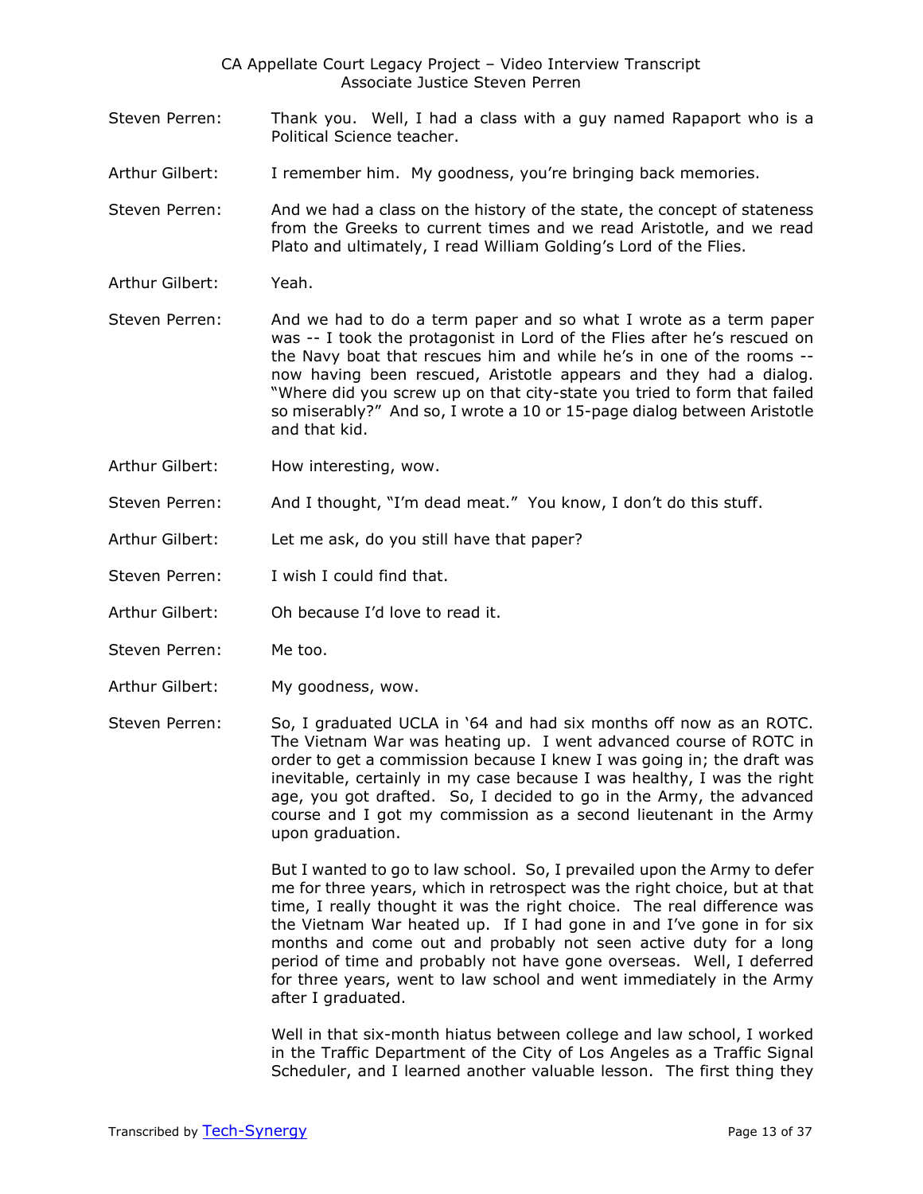Steven Perren: Thank you. Well, I had a class with a guy named Rapaport who is a Political Science teacher.

Arthur Gilbert: I remember him. My goodness, you're bringing back memories.

Steven Perren: And we had a class on the history of the state, the concept of stateness from the Greeks to current times and we read Aristotle, and we read Plato and ultimately, I read William Golding's Lord of the Flies.

Arthur Gilbert: Yeah.

Steven Perren: And we had to do a term paper and so what I wrote as a term paper was -- I took the protagonist in Lord of the Flies after he's rescued on the Navy boat that rescues him and while he's in one of the rooms -- now having been rescued, Aristotle appears and they had a dialog. "Where did you screw up on that city-state you tried to form that failed so miserably?" And so, I wrote a 10 or 15-page dialog between Aristotle and that kid.

Arthur Gilbert: How interesting, wow.

Steven Perren: And I thought, "I'm dead meat." You know, I don't do this stuff.

Arthur Gilbert: Let me ask, do you still have that paper?

Steven Perren: I wish I could find that.

Arthur Gilbert: Oh because I'd love to read it.

Steven Perren: Me too.

Arthur Gilbert: My goodness, wow.

Steven Perren: So, I graduated UCLA in '64 and had six months off now as an ROTC. The Vietnam War was heating up. I went advanced course of ROTC in order to get a commission because I knew I was going in; the draft was inevitable, certainly in my case because I was healthy, I was the right age, you got drafted. So, I decided to go in the Army, the advanced course and I got my commission as a second lieutenant in the Army upon graduation.

But I wanted to go to law school. So, I prevailed upon the Army to defer me for three years, which in retrospect was the right choice, but at that time, I really thought it was the right choice. The real difference was the Vietnam War heated up. If I had gone in and I've gone in for six months and come out and probably not seen active duty for a long period of time and probably not have gone overseas. Well, I deferred for three years, went to law school and went immediately in the Army after I graduated.

Well in that six-month hiatus between college and law school, I worked in the Traffic Department of the City of Los Angeles as a Traffic Signal Scheduler, and I learned another valuable lesson. The first thing they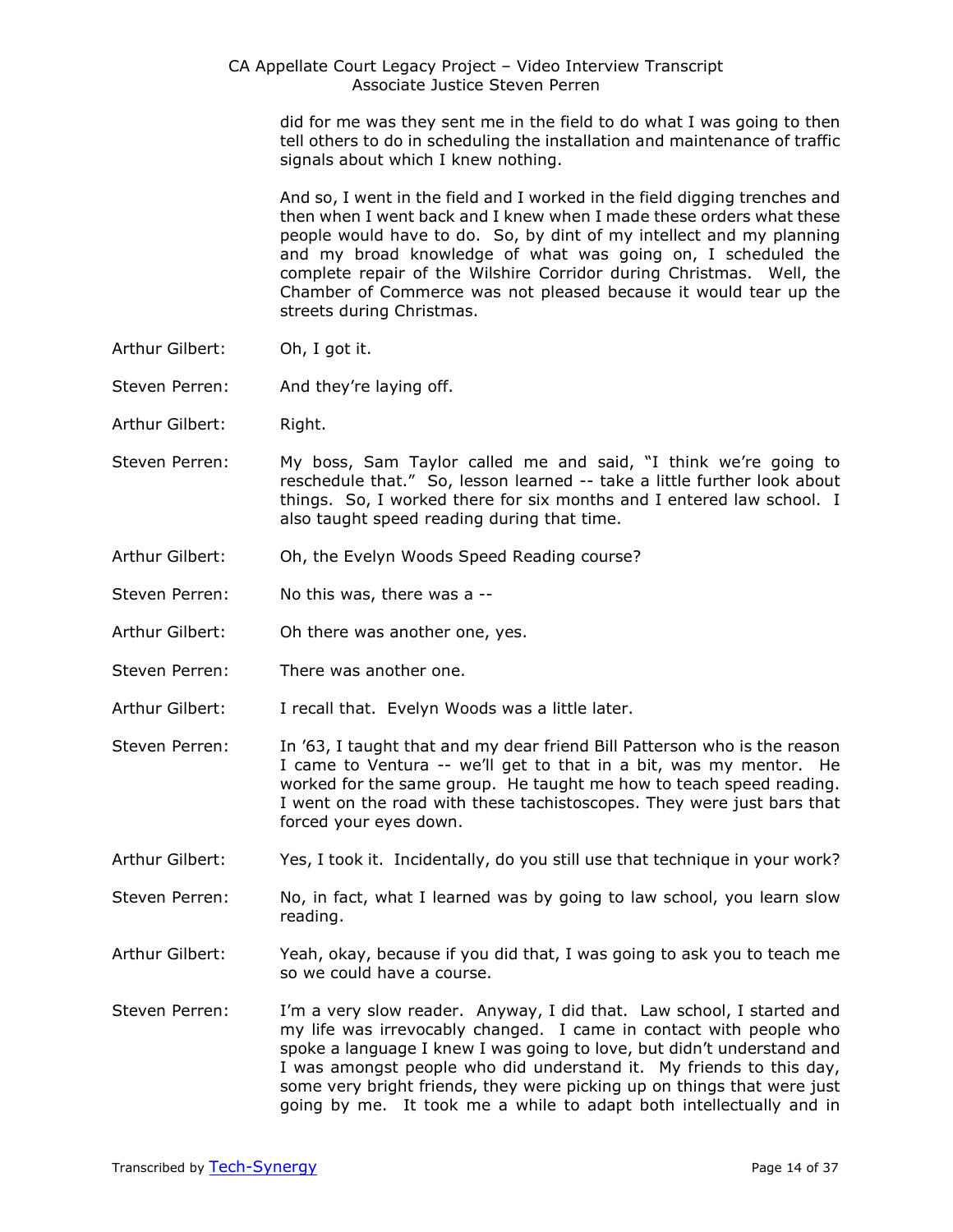did for me was they sent me in the field to do what I was going to then tell others to do in scheduling the installation and maintenance of traffic signals about which I knew nothing.

And so, I went in the field and I worked in the field digging trenches and then when I went back and I knew when I made these orders what these people would have to do. So, by dint of my intellect and my planning and my broad knowledge of what was going on, I scheduled the complete repair of the Wilshire Corridor during Christmas. Well, the Chamber of Commerce was not pleased because it would tear up the streets during Christmas.

Arthur Gilbert: Oh, I got it.

Steven Perren: And they're laying off.

Arthur Gilbert: Right.

Steven Perren: My boss, Sam Taylor called me and said, "I think we're going to reschedule that." So, lesson learned -- take a little further look about things. So, I worked there for six months and I entered law school. I also taught speed reading during that time.

Arthur Gilbert: Oh, the Evelyn Woods Speed Reading course?

Steven Perren: No this was, there was a --

Arthur Gilbert: Oh there was another one, yes.

Steven Perren: There was another one.

Arthur Gilbert: I recall that. Evelyn Woods was a little later.

Steven Perren: In '63, I taught that and my dear friend Bill Patterson who is the reason I came to Ventura -- we'll get to that in a bit, was my mentor. He worked for the same group. He taught me how to teach speed reading. I went on the road with these tachistoscopes. They were just bars that forced your eyes down.

Arthur Gilbert: Yes, I took it. Incidentally, do you still use that technique in your work?

Steven Perren: No, in fact, what I learned was by going to law school, you learn slow reading.

Arthur Gilbert: Yeah, okay, because if you did that, I was going to ask you to teach me so we could have a course.

Steven Perren: I'm a very slow reader. Anyway, I did that. Law school, I started and my life was irrevocably changed. I came in contact with people who spoke a language I knew I was going to love, but didn't understand and I was amongst people who did understand it. My friends to this day, some very bright friends, they were picking up on things that were just going by me. It took me a while to adapt both intellectually and in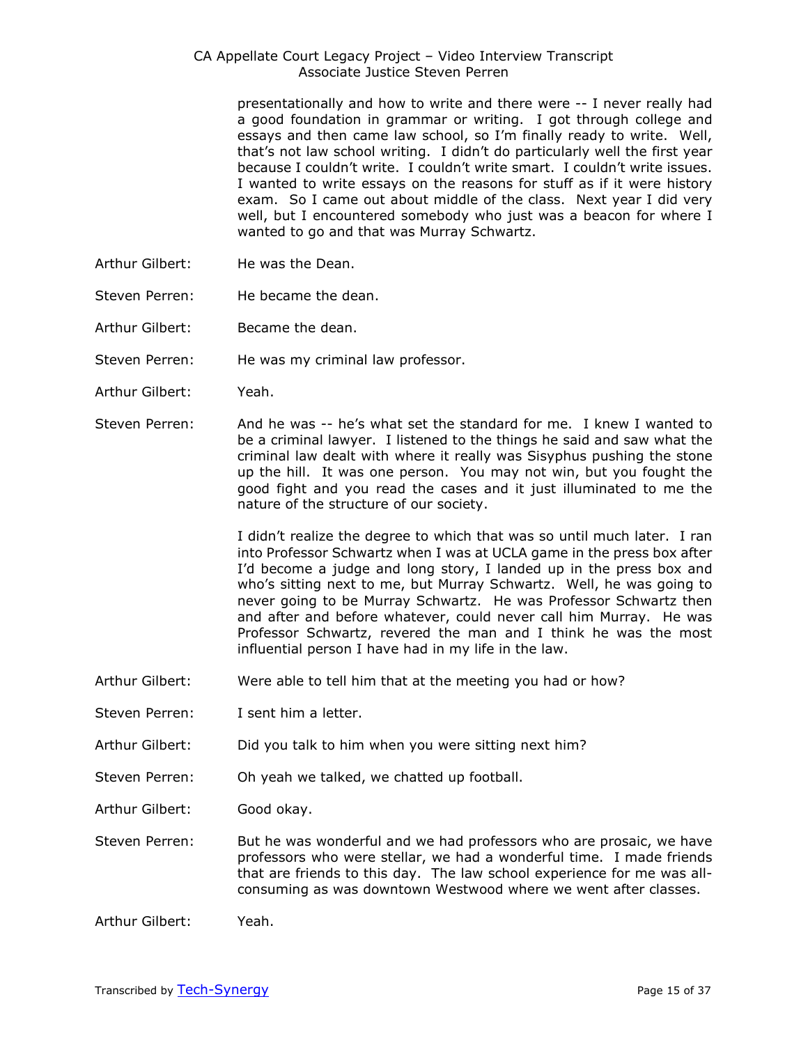presentationally and how to write and there were -- I never really had a good foundation in grammar or writing. I got through college and essays and then came law school, so I'm finally ready to write. Well, that's not law school writing. I didn't do particularly well the first year because I couldn't write. I couldn't write smart. I couldn't write issues. I wanted to write essays on the reasons for stuff as if it were history exam. So I came out about middle of the class. Next year I did very well, but I encountered somebody who just was a beacon for where I wanted to go and that was Murray Schwartz.

Arthur Gilbert: He was the Dean.

Steven Perren: He became the dean.

Arthur Gilbert: Became the dean.

Steven Perren: He was my criminal law professor.

Arthur Gilbert: Yeah.

Steven Perren: And he was -- he's what set the standard for me. I knew I wanted to be a criminal lawyer. I listened to the things he said and saw what the criminal law dealt with where it really was Sisyphus pushing the stone up the hill. It was one person. You may not win, but you fought the good fight and you read the cases and it just illuminated to me the nature of the structure of our society.

I didn't realize the degree to which that was so until much later. I ran into Professor Schwartz when I was at UCLA game in the press box after I'd become a judge and long story, I landed up in the press box and who's sitting next to me, but Murray Schwartz. Well, he was going to never going to be Murray Schwartz. He was Professor Schwartz then and after and before whatever, could never call him Murray. He was Professor Schwartz, revered the man and I think he was the most influential person I have had in my life in the law.

Arthur Gilbert: Were able to tell him that at the meeting you had or how?

Steven Perren: I sent him a letter.

Arthur Gilbert: Did you talk to him when you were sitting next him?

Steven Perren: Oh yeah we talked, we chatted up football.

Arthur Gilbert: Good okay.

Steven Perren: But he was wonderful and we had professors who are prosaic, we have professors who were stellar, we had a wonderful time. I made friends that are friends to this day. The law school experience for me was all-consuming as was downtown Westwood where we went after classes.

Arthur Gilbert: Yeah.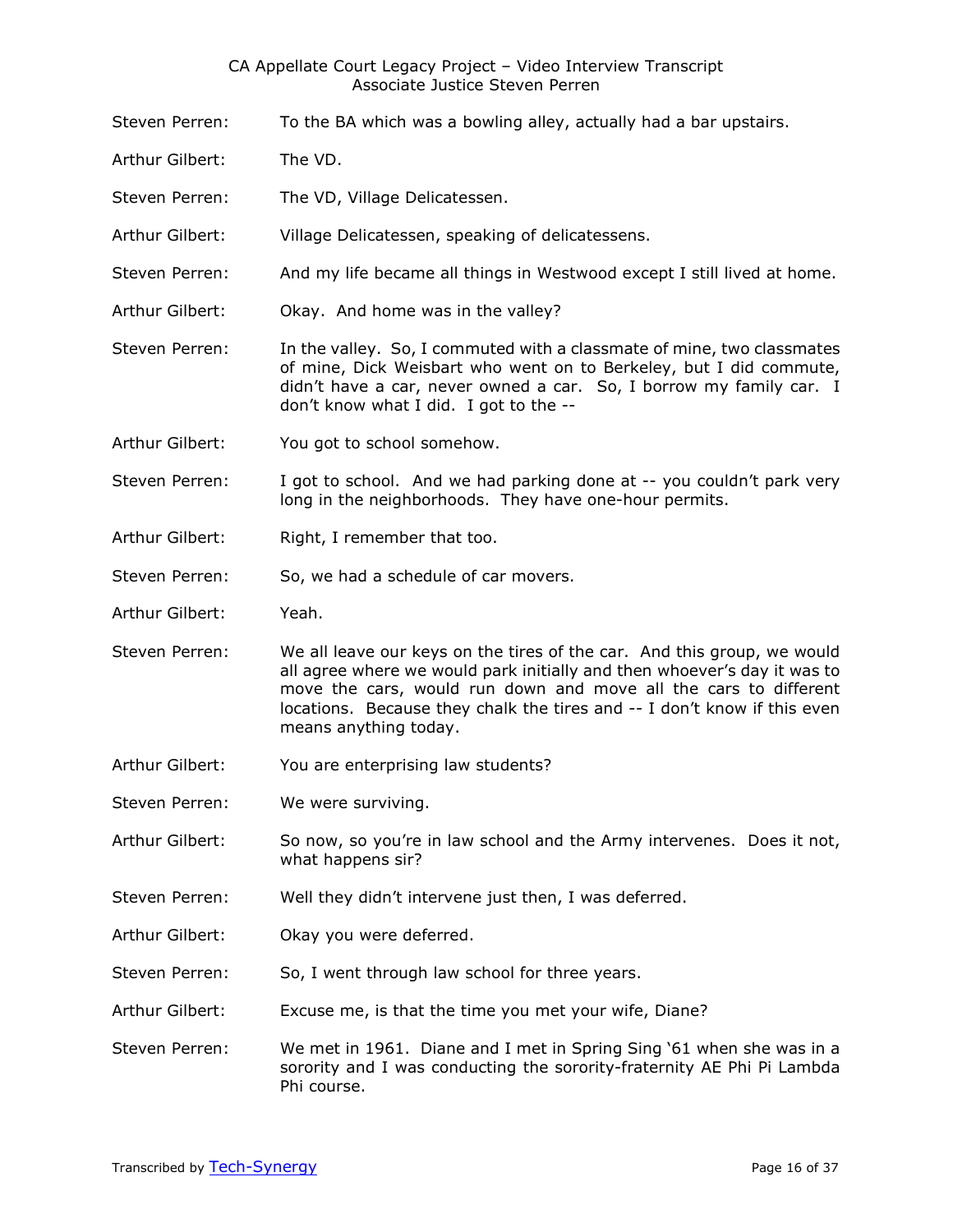Steven Perren: To the BA which was a bowling alley, actually had a bar upstairs.

Arthur Gilbert: The VD.

Steven Perren: The VD, Village Delicatessen.

Arthur Gilbert: Village Delicatessen, speaking of delicatessens.

Steven Perren: And my life became all things in Westwood except I still lived at home.

Arthur Gilbert: Okay. And home was in the valley?

Steven Perren: In the valley. So, I commuted with a classmate of mine, two classmates of mine, Dick Weisbart who went on to Berkeley, but I did commute, didn't have a car, never owned a car. So, I borrow my family car. I don't know what I did. I got to the --

Arthur Gilbert: You got to school somehow.

Steven Perren: I got to school. And we had parking done at -- you couldn't park very long in the neighborhoods. They have one-hour permits.

Arthur Gilbert: Right, I remember that too.

Steven Perren: So, we had a schedule of car movers.

Arthur Gilbert: Yeah.

Steven Perren: We all leave our keys on the tires of the car. And this group, we would all agree where we would park initially and then whoever's day it was to move the cars, would run down and move all the cars to different locations. Because they chalk the tires and -- I don't know if this even means anything today.

Arthur Gilbert: You are enterprising law students?

Steven Perren: We were surviving.

Arthur Gilbert: So now, so you're in law school and the Army intervenes. Does it not, what happens sir?

Steven Perren: Well they didn't intervene just then, I was deferred.

Arthur Gilbert: Okay you were deferred.

Steven Perren: So, I went through law school for three years.

Arthur Gilbert: Excuse me, is that the time you met your wife, Diane?

Steven Perren: We met in 1961. Diane and I met in Spring Sing '61 when she was in a sorority and I was conducting the sorority-fraternity AE Phi Pi Lambda Phi course.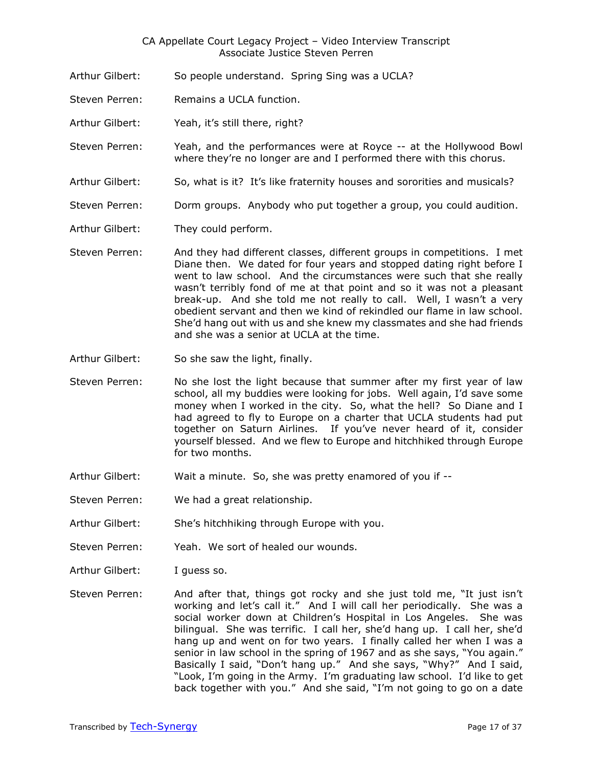Arthur Gilbert: So people understand. Spring Sing was a UCLA?

Steven Perren: Remains a UCLA function.

Arthur Gilbert: Yeah, it's still there, right?

Steven Perren: Yeah, and the performances were at Royce -- at the Hollywood Bowl where they're no longer are and I performed there with this chorus.

Arthur Gilbert: So, what is it? It's like fraternity houses and sororities and musicals?

Steven Perren: Dorm groups. Anybody who put together a group, you could audition.

Arthur Gilbert: They could perform.

Steven Perren: And they had different classes, different groups in competitions. I met Diane then. We dated for four years and stopped dating right before I went to law school. And the circumstances were such that she really wasn't terribly fond of me at that point and so it was not a pleasant break-up. And she told me not really to call. Well, I wasn't a very obedient servant and then we kind of rekindled our flame in law school. She'd hang out with us and she knew my classmates and she had friends and she was a senior at UCLA at the time.

Arthur Gilbert: So she saw the light, finally.

Steven Perren: No she lost the light because that summer after my first year of law school, all my buddies were looking for jobs. Well again, I'd save some money when I worked in the city. So, what the hell? So Diane and I had agreed to fly to Europe on a charter that UCLA students had put together on Saturn Airlines. If you've never heard of it, consider yourself blessed. And we flew to Europe and hitchhiked through Europe for two months.

Arthur Gilbert: Wait a minute. So, she was pretty enamored of you if --

Steven Perren: We had a great relationship.

Arthur Gilbert: She's hitchhiking through Europe with you.

Steven Perren: Yeah. We sort of healed our wounds.

Arthur Gilbert: I guess so.

Steven Perren: And after that, things got rocky and she just told me, "It just isn't working and let's call it." And I will call her periodically. She was a social worker down at Children's Hospital in Los Angeles. She was bilingual. She was terrific. I call her, she'd hang up. I call her, she'd hang up and went on for two years. I finally called her when I was a senior in law school in the spring of 1967 and as she says, "You again." Basically I said, "Don't hang up." And she says, "Why?" And I said, "Look, I'm going in the Army. I'm graduating law school. I'd like to get back together with you." And she said, "I'm not going to go on a date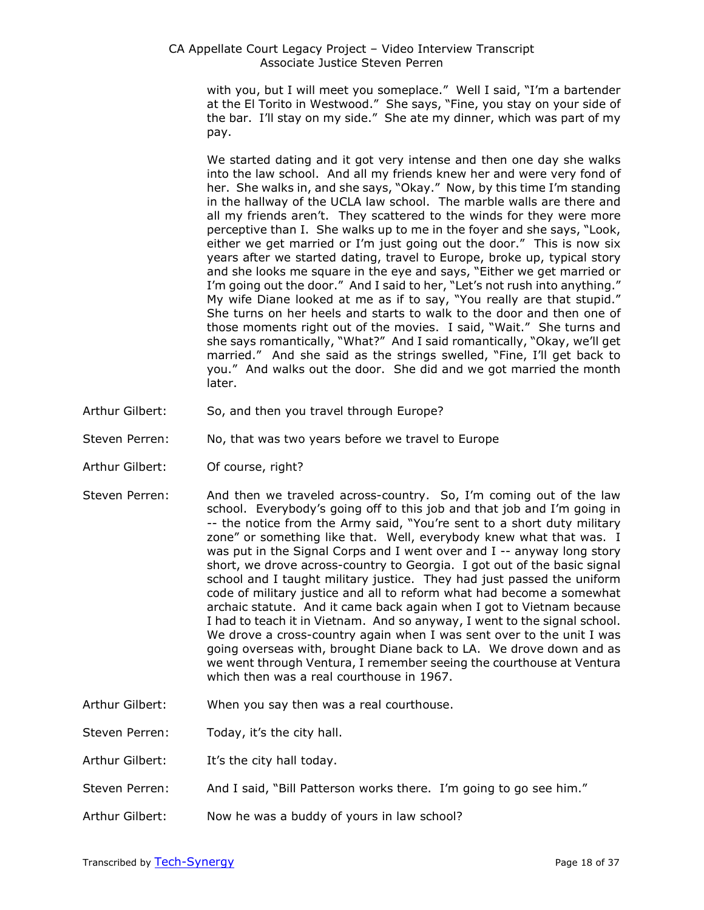with you, but I will meet you someplace." Well I said, "I'm a bartender at the El Torito in Westwood." She says, "Fine, you stay on your side of the bar. I'll stay on my side." She ate my dinner, which was part of my pay.

We started dating and it got very intense and then one day she walks into the law school. And all my friends knew her and were very fond of her. She walks in, and she says, "Okay." Now, by this time I'm standing in the hallway of the UCLA law school. The marble walls are there and all my friends aren't. They scattered to the winds for they were more perceptive than I. She walks up to me in the foyer and she says, "Look, either we get married or I'm just going out the door." This is now six years after we started dating, travel to Europe, broke up, typical story and she looks me square in the eye and says, "Either we get married or I'm going out the door." And I said to her, "Let's not rush into anything." My wife Diane looked at me as if to say, "You really are that stupid." She turns on her heels and starts to walk to the door and then one of those moments right out of the movies. I said, "Wait." She turns and she says romantically, "What?" And I said romantically, "Okay, we'll get married." And she said as the strings swelled, "Fine, I'll get back to you." And walks out the door. She did and we got married the month later.

Arthur Gilbert: So, and then you travel through Europe?

Steven Perren: No, that was two years before we travel to Europe

Arthur Gilbert: Of course, right?

Steven Perren: And then we traveled across-country. So, I'm coming out of the law school. Everybody's going off to this job and that job and I'm going in -- the notice from the Army said, "You're sent to a short duty military zone" or something like that. Well, everybody knew what that was. I was put in the Signal Corps and I went over and I -- anyway long story short, we drove across-country to Georgia. I got out of the basic signal school and I taught military justice. They had just passed the uniform code of military justice and all to reform what had become a somewhat archaic statute. And it came back again when I got to Vietnam because I had to teach it in Vietnam. And so anyway, I went to the signal school. We drove a cross-country again when I was sent over to the unit I was going overseas with, brought Diane back to LA. We drove down and as we went through Ventura, I remember seeing the courthouse at Ventura which then was a real courthouse in 1967.

Arthur Gilbert: When you say then was a real courthouse.

Steven Perren: Today, it's the city hall.

Arthur Gilbert: It's the city hall today.

Steven Perren: And I said, "Bill Patterson works there. I'm going to go see him."

Arthur Gilbert: Now he was a buddy of yours in law school?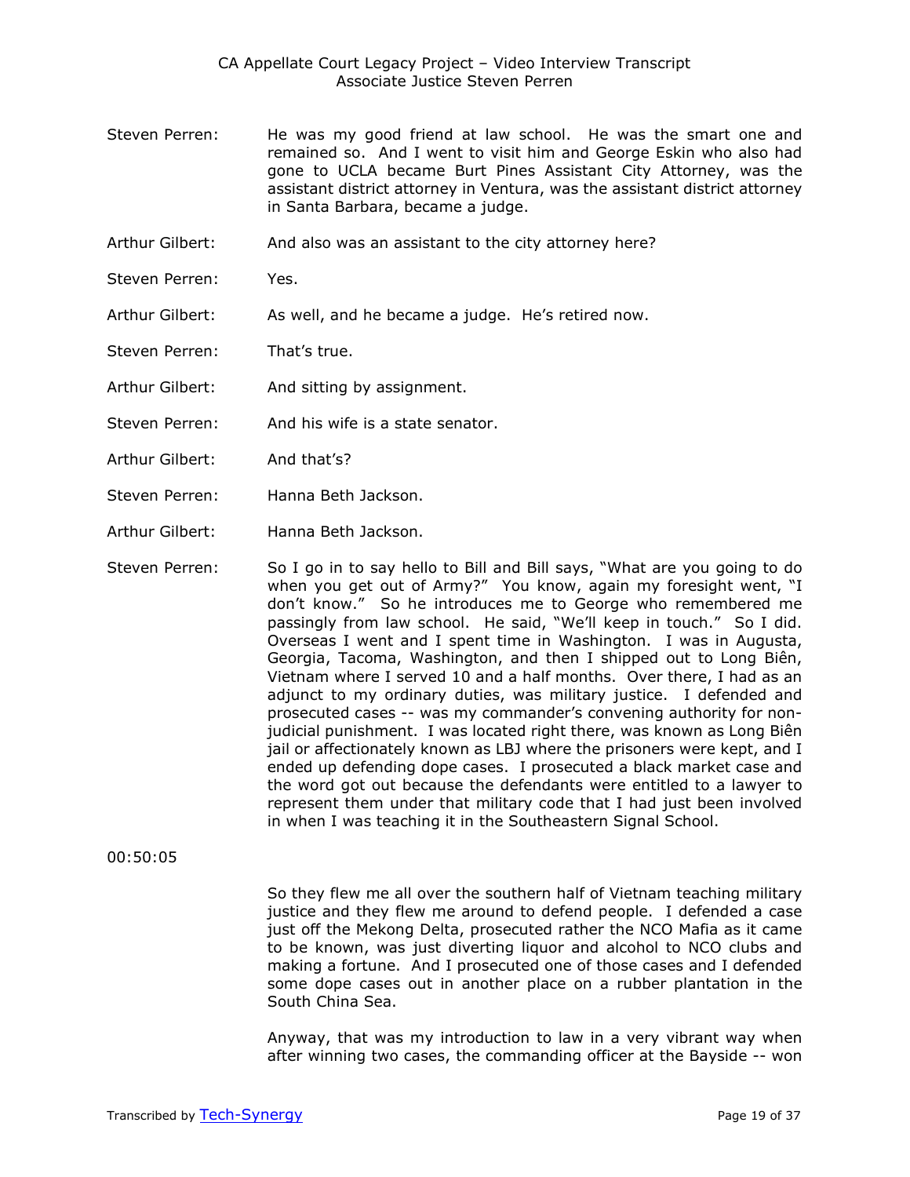Steven Perren: He was my good friend at law school. He was the smart one and remained so. And I went to visit him and George Eskin who also had gone to UCLA became Burt Pines Assistant City Attorney, was the assistant district attorney in Ventura, was the assistant district attorney in Santa Barbara, became a judge.

Arthur Gilbert: And also was an assistant to the city attorney here?

Steven Perren: Yes.

Arthur Gilbert: As well, and he became a judge. He's retired now.

Steven Perren: That's true.

Arthur Gilbert: And sitting by assignment.

Steven Perren: And his wife is a state senator.

Arthur Gilbert: And that's?

Steven Perren: Hanna Beth Jackson.

Arthur Gilbert: Hanna Beth Jackson.

Steven Perren: So I go in to say hello to Bill and Bill says, "What are you going to do when you get out of Army?" You know, again my foresight went, "I don't know." So he introduces me to George who remembered me passingly from law school. He said, "We'll keep in touch." So I did. Overseas I went and I spent time in Washington. I was in Augusta, Georgia, Tacoma, Washington, and then I shipped out to Long Biên, Vietnam where I served 10 and a half months. Over there, I had as an adjunct to my ordinary duties, was military justice. I defended and prosecuted cases -- was my commander's convening authority for non-judicial punishment. I was located right there, was known as Long Biên jail or affectionately known as LBJ where the prisoners were kept, and I ended up defending dope cases. I prosecuted a black market case and the word got out because the defendants were entitled to a lawyer to represent them under that military code that I had just been involved in when I was teaching it in the Southeastern Signal School.

00:50:05

So they flew me all over the southern half of Vietnam teaching military justice and they flew me around to defend people. I defended a case just off the Mekong Delta, prosecuted rather the NCO Mafia as it came to be known, was just diverting liquor and alcohol to NCO clubs and making a fortune. And I prosecuted one of those cases and I defended some dope cases out in another place on a rubber plantation in the South China Sea.

Anyway, that was my introduction to law in a very vibrant way when after winning two cases, the commanding officer at the Bayside -- won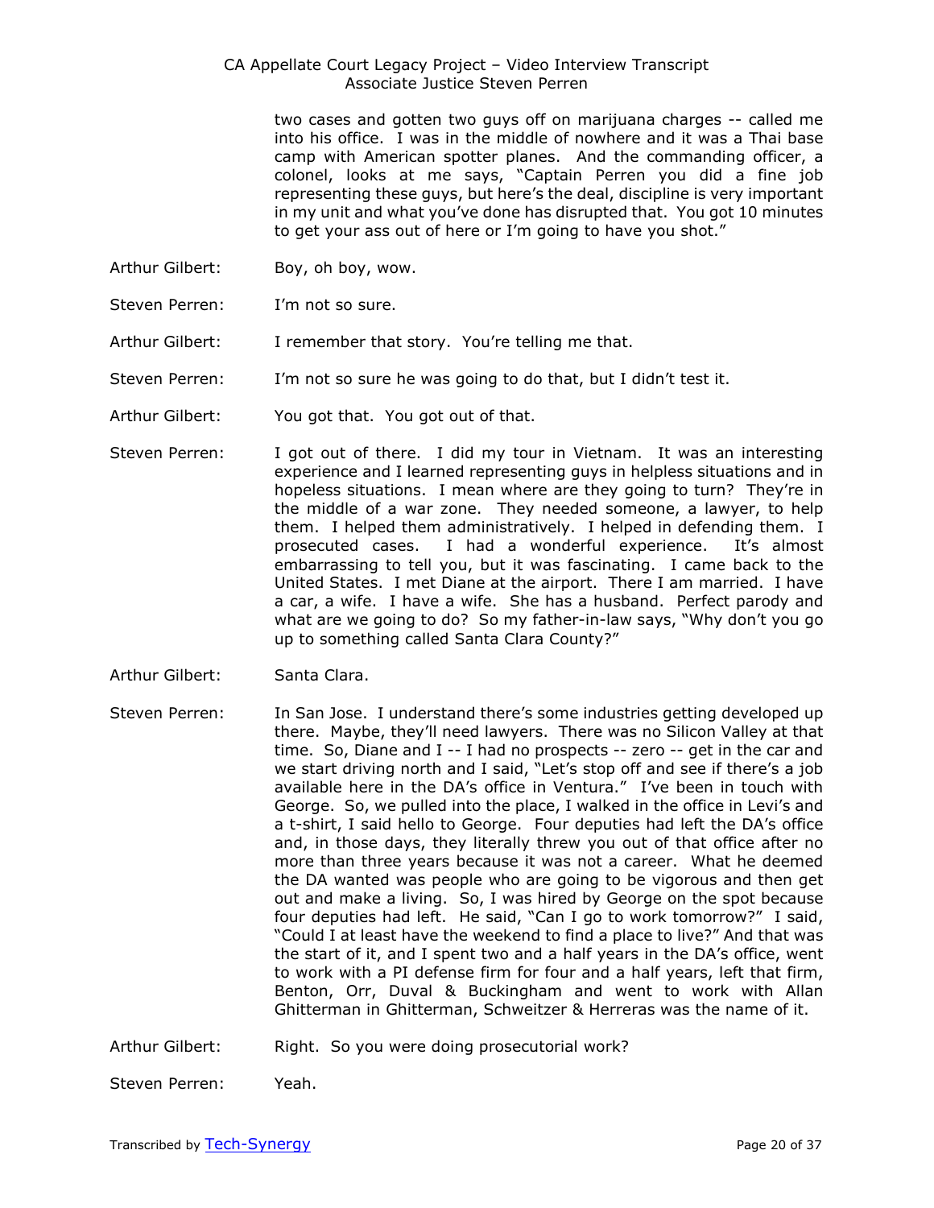two cases and gotten two guys off on marijuana charges -- called me into his office. I was in the middle of nowhere and it was a Thai base camp with American spotter planes. And the commanding officer, a colonel, looks at me says, "Captain Perren you did a fine job representing these guys, but here's the deal, discipline is very important in my unit and what you've done has disrupted that. You got 10 minutes to get your ass out of here or I'm going to have you shot."

Arthur Gilbert: Boy, oh boy, wow.

Steven Perren: I'm not so sure.

Arthur Gilbert: I remember that story. You're telling me that.

Steven Perren: I'm not so sure he was going to do that, but I didn't test it.

Arthur Gilbert: You got that. You got out of that.

Steven Perren: I got out of there. I did my tour in Vietnam. It was an interesting experience and I learned representing guys in helpless situations and in hopeless situations. I mean where are they going to turn? They're in the middle of a war zone. They needed someone, a lawyer, to help them. I helped them administratively. I helped in defending them. I prosecuted cases. I had a wonderful experience. It's almost embarrassing to tell you, but it was fascinating. I came back to the United States. I met Diane at the airport. There I am married. I have a car, a wife. I have a wife. She has a husband. Perfect parody and what are we going to do? So my father-in-law says, "Why don't you go up to something called Santa Clara County?"

Arthur Gilbert: Santa Clara.

Steven Perren: In San Jose. I understand there's some industries getting developed up there. Maybe, they'll need lawyers. There was no Silicon Valley at that time. So, Diane and I -- I had no prospects -- zero -- get in the car and we start driving north and I said, "Let's stop off and see if there's a job available here in the DA's office in Ventura." I've been in touch with George. So, we pulled into the place, I walked in the office in Levi's and a t-shirt, I said hello to George. Four deputies had left the DA's office and, in those days, they literally threw you out of that office after no more than three years because it was not a career. What he deemed the DA wanted was people who are going to be vigorous and then get out and make a living. So, I was hired by George on the spot because four deputies had left. He said, "Can I go to work tomorrow?" I said, "Could I at least have the weekend to find a place to live?" And that was the start of it, and I spent two and a half years in the DA's office, went to work with a PI defense firm for four and a half years, left that firm, Benton, Orr, Duval & Buckingham and went to work with Allan Ghitterman in Ghitterman, Schweitzer & Herreras was the name of it.

Arthur Gilbert: Right. So you were doing prosecutorial work?

Steven Perren: Yeah.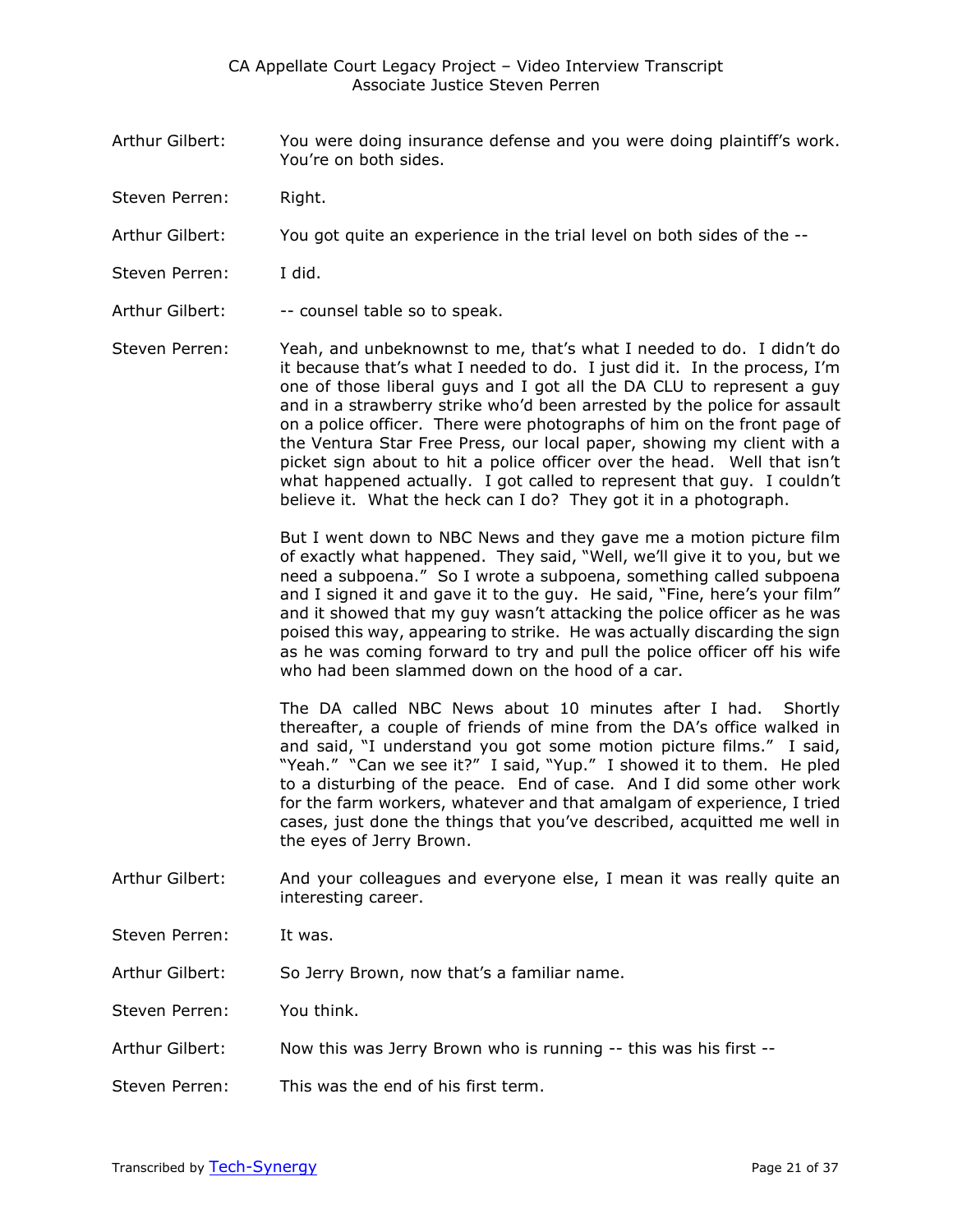Arthur Gilbert: You were doing insurance defense and you were doing plaintiff's work. You're on both sides.

Steven Perren: Right.

Arthur Gilbert: You got quite an experience in the trial level on both sides of the --

Steven Perren: I did.

Arthur Gilbert: -- counsel table so to speak.

Steven Perren: Yeah, and unbeknownst to me, that's what I needed to do. I didn't do it because that's what I needed to do. I just did it. In the process, I'm one of those liberal guys and I got all the DA CLU to represent a guy and in a strawberry strike who'd been arrested by the police for assault on a police officer. There were photographs of him on the front page of the Ventura Star Free Press, our local paper, showing my client with a picket sign about to hit a police officer over the head. Well that isn't what happened actually. I got called to represent that guy. I couldn't believe it. What the heck can I do? They got it in a photograph.

But I went down to NBC News and they gave me a motion picture film of exactly what happened. They said, "Well, we'll give it to you, but we need a subpoena." So I wrote a subpoena, something called subpoena and I signed it and gave it to the guy. He said, "Fine, here's your film" and it showed that my guy wasn't attacking the police officer as he was poised this way, appearing to strike. He was actually discarding the sign as he was coming forward to try and pull the police officer off his wife who had been slammed down on the hood of a car.

The DA called NBC News about 10 minutes after I had. Shortly thereafter, a couple of friends of mine from the DA's office walked in and said, "I understand you got some motion picture films." I said, "Yeah." "Can we see it?" I said, "Yup." I showed it to them. He pled to a disturbing of the peace. End of case. And I did some other work for the farm workers, whatever and that amalgam of experience, I tried cases, just done the things that you've described, acquitted me well in the eyes of Jerry Brown.

Arthur Gilbert: And your colleagues and everyone else, I mean it was really quite an interesting career.

Steven Perren: It was.

Arthur Gilbert: So Jerry Brown, now that's a familiar name.

Steven Perren: You think.

Arthur Gilbert: Now this was Jerry Brown who is running -- this was his first --

Steven Perren: This was the end of his first term.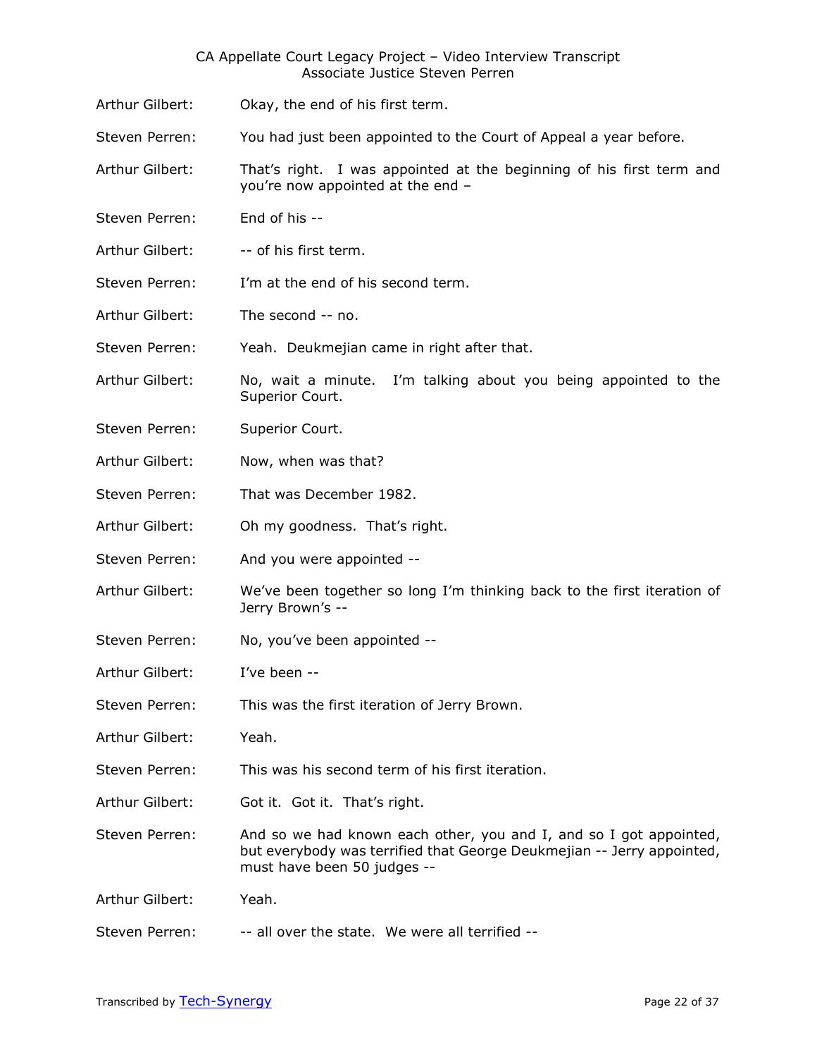Arthur Gilbert: Okay, the end of his first term.

Steven Perren: You had just been appointed to the Court of Appeal a year before.

Arthur Gilbert: That's right. I was appointed at the beginning of his first term and you're now appointed at the end –

Steven Perren: End of his --

Arthur Gilbert: -- of his first term.

Steven Perren: I'm at the end of his second term.

Arthur Gilbert: The second -- no.

Steven Perren: Yeah. Deukmejian came in right after that.

Arthur Gilbert: No, wait a minute. I'm talking about you being appointed to the Superior Court.

Steven Perren: Superior Court.

Arthur Gilbert: Now, when was that?

Steven Perren: That was December 1982.

Arthur Gilbert: Oh my goodness. That's right.

Steven Perren: And you were appointed --

Arthur Gilbert: We've been together so long I'm thinking back to the first iteration of Jerry Brown's --

Steven Perren: No, you've been appointed --

Arthur Gilbert: I've been --

Steven Perren: This was the first iteration of Jerry Brown.

Arthur Gilbert: Yeah.

Steven Perren: This was his second term of his first iteration.

Arthur Gilbert: Got it. Got it. That's right.

Steven Perren: And so we had known each other, you and I, and so I got appointed, but everybody was terrified that George Deukmejian -- Jerry appointed, must have been 50 judges --

Arthur Gilbert: Yeah.

Steven Perren: -- all over the state. We were all terrified --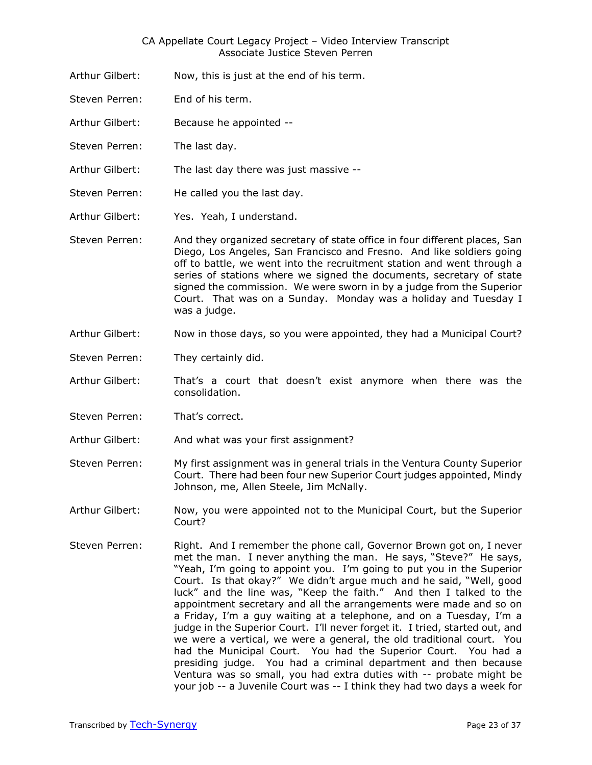Arthur Gilbert: Now, this is just at the end of his term.

Steven Perren: End of his term.

Arthur Gilbert: Because he appointed --

Steven Perren: The last day.

Arthur Gilbert: The last day there was just massive --

Steven Perren: He called you the last day.

Arthur Gilbert: Yes. Yeah, I understand.

Steven Perren: And they organized secretary of state office in four different places, San Diego, Los Angeles, San Francisco and Fresno. And like soldiers going off to battle, we went into the recruitment station and went through a series of stations where we signed the documents, secretary of state signed the commission. We were sworn in by a judge from the Superior Court. That was on a Sunday. Monday was a holiday and Tuesday I was a judge.

Arthur Gilbert: Now in those days, so you were appointed, they had a Municipal Court?

Steven Perren: They certainly did.

Arthur Gilbert: That's a court that doesn't exist anymore when there was the consolidation.

Steven Perren: That's correct.

Arthur Gilbert: And what was your first assignment?

Steven Perren: My first assignment was in general trials in the Ventura County Superior Court. There had been four new Superior Court judges appointed, Mindy Johnson, me, Allen Steele, Jim McNally.

Arthur Gilbert: Now, you were appointed not to the Municipal Court, but the Superior Court?

Steven Perren: Right. And I remember the phone call, Governor Brown got on, I never met the man. I never anything the man. He says, "Steve?" He says, "Yeah, I'm going to appoint you. I'm going to put you in the Superior Court. Is that okay?" We didn't argue much and he said, "Well, good luck" and the line was, "Keep the faith." And then I talked to the appointment secretary and all the arrangements were made and so on a Friday, I'm a guy waiting at a telephone, and on a Tuesday, I'm a judge in the Superior Court. I'll never forget it. I tried, started out, and we were a vertical, we were a general, the old traditional court. You had the Municipal Court. You had the Superior Court. You had a presiding judge. You had a criminal department and then because Ventura was so small, you had extra duties with -- probate might be your job -- a Juvenile Court was -- I think they had two days a week for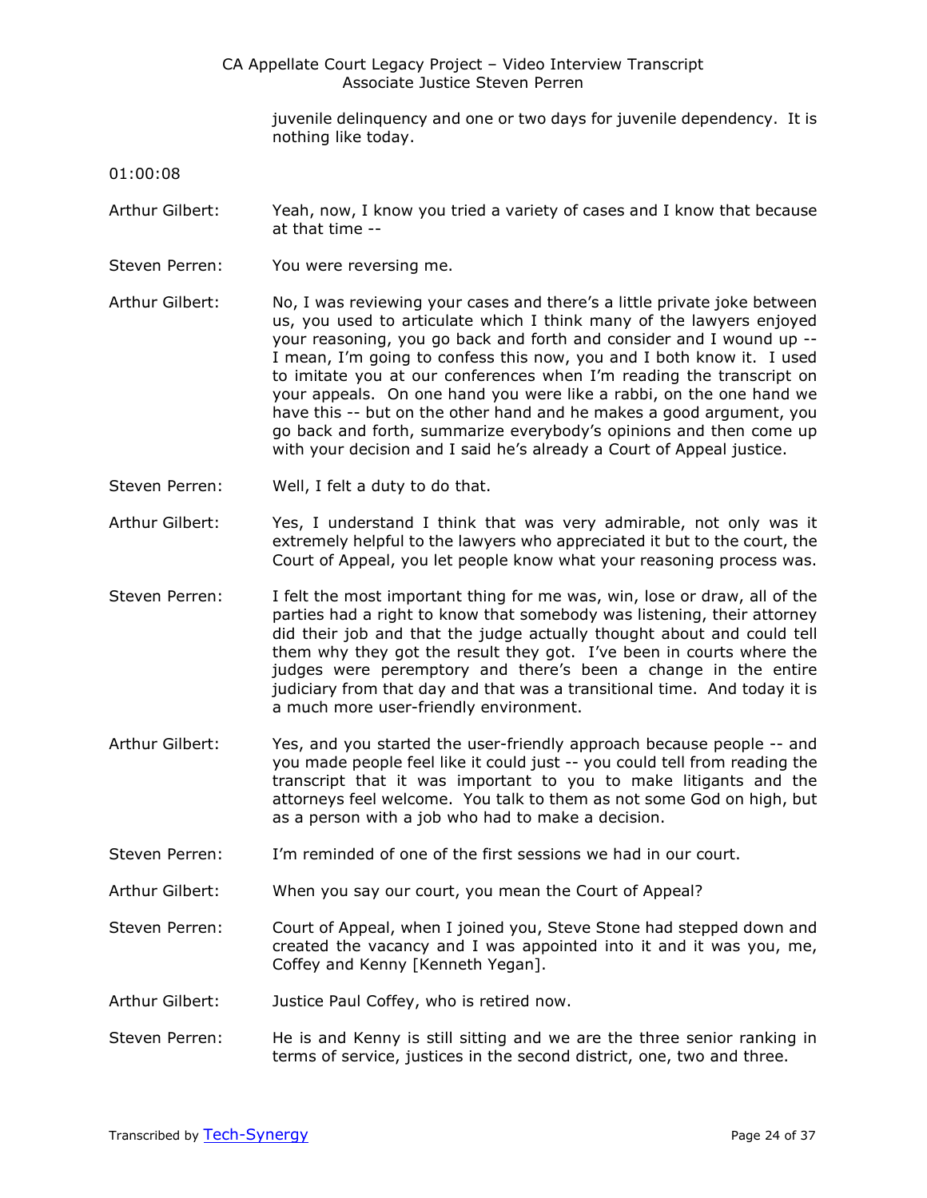juvenile delinquency and one or two days for juvenile dependency. It is nothing like today.

01:00:08

Arthur Gilbert: Yeah, now, I know you tried a variety of cases and I know that because at that time --

Steven Perren: You were reversing me.

Arthur Gilbert: No, I was reviewing your cases and there's a little private joke between us, you used to articulate which I think many of the lawyers enjoyed your reasoning, you go back and forth and consider and I wound up -- I mean, I'm going to confess this now, you and I both know it. I used to imitate you at our conferences when I'm reading the transcript on your appeals. On one hand you were like a rabbi, on the one hand we have this -- but on the other hand and he makes a good argument, you go back and forth, summarize everybody's opinions and then come up with your decision and I said he's already a Court of Appeal justice.

Steven Perren: Well, I felt a duty to do that.

Arthur Gilbert: Yes, I understand I think that was very admirable, not only was it extremely helpful to the lawyers who appreciated it but to the court, the Court of Appeal, you let people know what your reasoning process was.

Steven Perren: I felt the most important thing for me was, win, lose or draw, all of the parties had a right to know that somebody was listening, their attorney did their job and that the judge actually thought about and could tell them why they got the result they got. I've been in courts where the judges were peremptory and there's been a change in the entire judiciary from that day and that was a transitional time. And today it is a much more user-friendly environment.

Arthur Gilbert: Yes, and you started the user-friendly approach because people -- and you made people feel like it could just -- you could tell from reading the transcript that it was important to you to make litigants and the attorneys feel welcome. You talk to them as not some God on high, but as a person with a job who had to make a decision.

Steven Perren: I'm reminded of one of the first sessions we had in our court.

Arthur Gilbert: When you say our court, you mean the Court of Appeal?

Steven Perren: Court of Appeal, when I joined you, Steve Stone had stepped down and created the vacancy and I was appointed into it and it was you, me, Coffey and Kenny [Kenneth Yegan].

Arthur Gilbert: Justice Paul Coffey, who is retired now.

Steven Perren: He is and Kenny is still sitting and we are the three senior ranking in terms of service, justices in the second district, one, two and three.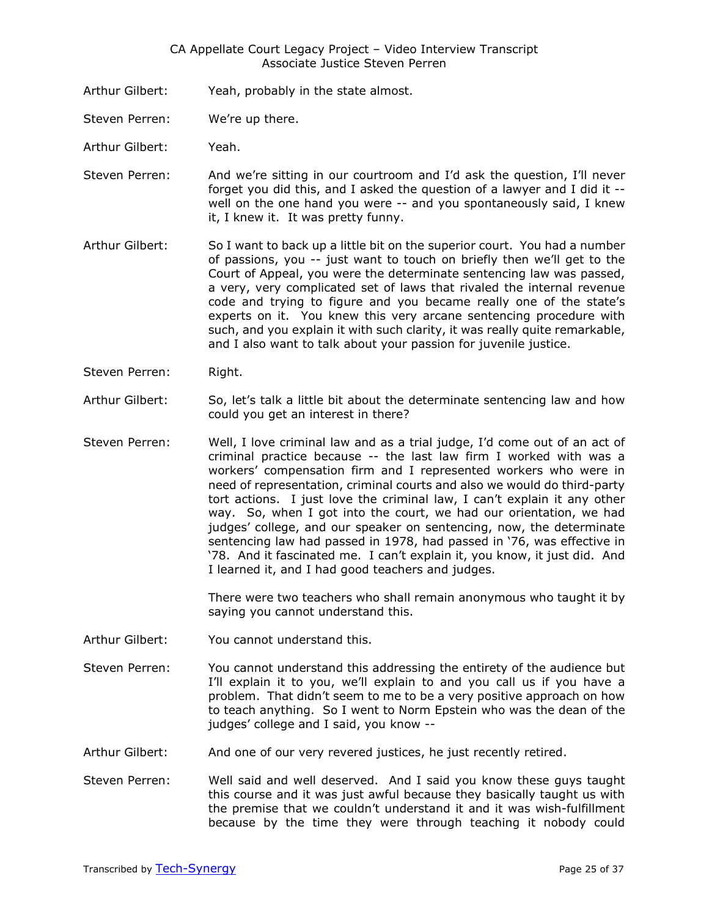Arthur Gilbert: Yeah, probably in the state almost.

Steven Perren: We're up there.

Arthur Gilbert: Yeah.

Steven Perren: And we're sitting in our courtroom and I'd ask the question, I'll never forget you did this, and I asked the question of a lawyer and I did it -- well on the one hand you were -- and you spontaneously said, I knew it, I knew it. It was pretty funny.

Arthur Gilbert: So I want to back up a little bit on the superior court. You had a number of passions, you -- just want to touch on briefly then we'll get to the Court of Appeal, you were the determinate sentencing law was passed, a very, very complicated set of laws that rivaled the internal revenue code and trying to figure and you became really one of the state's experts on it. You knew this very arcane sentencing procedure with such, and you explain it with such clarity, it was really quite remarkable, and I also want to talk about your passion for juvenile justice.

Steven Perren: Right.

Arthur Gilbert: So, let's talk a little bit about the determinate sentencing law and how could you get an interest in there?

Steven Perren: Well, I love criminal law and as a trial judge, I'd come out of an act of criminal practice because -- the last law firm I worked with was a workers' compensation firm and I represented workers who were in need of representation, criminal courts and also we would do third-party tort actions. I just love the criminal law, I can't explain it any other way. So, when I got into the court, we had our orientation, we had judges' college, and our speaker on sentencing, now, the determinate sentencing law had passed in 1978, had passed in '76, was effective in '78. And it fascinated me. I can't explain it, you know, it just did. And I learned it, and I had good teachers and judges.

There were two teachers who shall remain anonymous who taught it by saying you cannot understand this.

Arthur Gilbert: You cannot understand this.

Steven Perren: You cannot understand this addressing the entirety of the audience but I'll explain it to you, we'll explain to and you call us if you have a problem. That didn't seem to me to be a very positive approach on how to teach anything. So I went to Norm Epstein who was the dean of the judges' college and I said, you know --

Arthur Gilbert: And one of our very revered justices, he just recently retired.

Steven Perren: Well said and well deserved. And I said you know these guys taught this course and it was just awful because they basically taught us with the premise that we couldn't understand it and it was wish-fulfillment because by the time they were through teaching it nobody could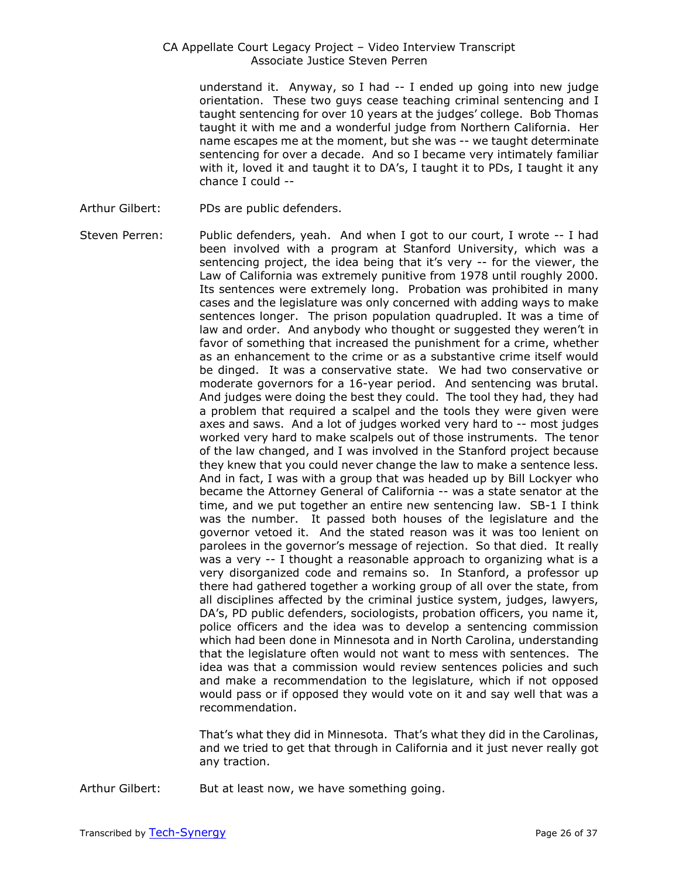understand it. Anyway, so I had -- I ended up going into new judge orientation. These two guys cease teaching criminal sentencing and I taught sentencing for over 10 years at the judges' college. Bob Thomas taught it with me and a wonderful judge from Northern California. Her name escapes me at the moment, but she was -- we taught determinate sentencing for over a decade. And so I became very intimately familiar with it, loved it and taught it to DA's, I taught it to PDs, I taught it any chance I could --

Arthur Gilbert: PDs are public defenders.

Steven Perren: Public defenders, yeah. And when I got to our court, I wrote -- I had been involved with a program at Stanford University, which was a sentencing project, the idea being that it's very -- for the viewer, the Law of California was extremely punitive from 1978 until roughly 2000. Its sentences were extremely long. Probation was prohibited in many cases and the legislature was only concerned with adding ways to make sentences longer. The prison population quadrupled. It was a time of law and order. And anybody who thought or suggested they weren't in favor of something that increased the punishment for a crime, whether as an enhancement to the crime or as a substantive crime itself would be dinged. It was a conservative state. We had two conservative or moderate governors for a 16-year period. And sentencing was brutal. And judges were doing the best they could. The tool they had, they had a problem that required a scalpel and the tools they were given were axes and saws. And a lot of judges worked very hard to -- most judges worked very hard to make scalpels out of those instruments. The tenor of the law changed, and I was involved in the Stanford project because they knew that you could never change the law to make a sentence less. And in fact, I was with a group that was headed up by Bill Lockyer who became the Attorney General of California -- was a state senator at the time, and we put together an entire new sentencing law. SB-1 I think was the number. It passed both houses of the legislature and the governor vetoed it. And the stated reason was it was too lenient on parolees in the governor's message of rejection. So that died. It really was a very -- I thought a reasonable approach to organizing what is a very disorganized code and remains so. In Stanford, a professor up there had gathered together a working group of all over the state, from all disciplines affected by the criminal justice system, judges, lawyers, DA's, PD public defenders, sociologists, probation officers, you name it, police officers and the idea was to develop a sentencing commission which had been done in Minnesota and in North Carolina, understanding that the legislature often would not want to mess with sentences. The idea was that a commission would review sentences policies and such and make a recommendation to the legislature, which if not opposed would pass or if opposed they would vote on it and say well that was a recommendation.

That's what they did in Minnesota. That's what they did in the Carolinas, and we tried to get that through in California and it just never really got any traction.

Arthur Gilbert: But at least now, we have something going.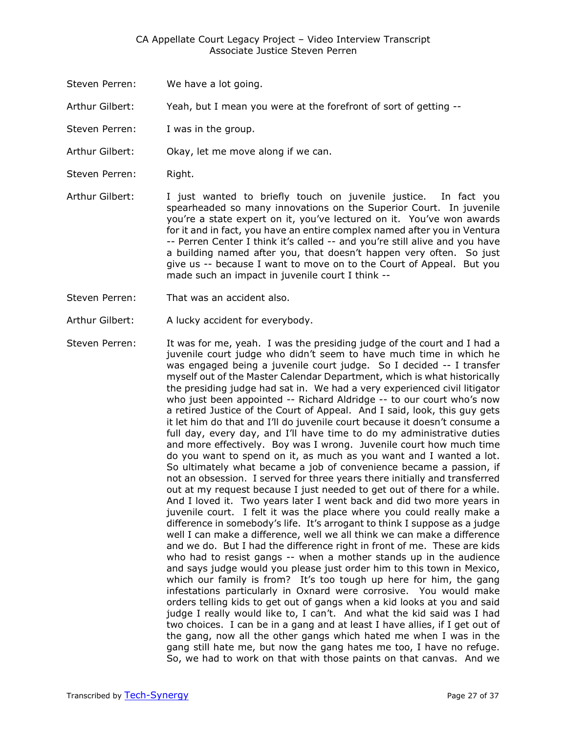Steven Perren: We have a lot going.

Arthur Gilbert: Yeah, but I mean you were at the forefront of sort of getting --

Steven Perren: I was in the group.

Arthur Gilbert: Okay, let me move along if we can.

Steven Perren: Right.

Arthur Gilbert: I just wanted to briefly touch on juvenile justice. In fact you spearheaded so many innovations on the Superior Court. In juvenile you're a state expert on it, you've lectured on it. You've won awards for it and in fact, you have an entire complex named after you in Ventura -- Perren Center I think it's called -- and you're still alive and you have a building named after you, that doesn't happen very often. So just give us -- because I want to move on to the Court of Appeal. But you made such an impact in juvenile court I think --

Steven Perren: That was an accident also.

Arthur Gilbert: A lucky accident for everybody.

Steven Perren: It was for me, yeah. I was the presiding judge of the court and I had a juvenile court judge who didn't seem to have much time in which he was engaged being a juvenile court judge. So I decided -- I transfer myself out of the Master Calendar Department, which is what historically the presiding judge had sat in. We had a very experienced civil litigator who just been appointed -- Richard Aldridge -- to our court who's now a retired Justice of the Court of Appeal. And I said, look, this guy gets it let him do that and I'll do juvenile court because it doesn't consume a full day, every day, and I'll have time to do my administrative duties and more effectively. Boy was I wrong. Juvenile court how much time do you want to spend on it, as much as you want and I wanted a lot. So ultimately what became a job of convenience became a passion, if not an obsession. I served for three years there initially and transferred out at my request because I just needed to get out of there for a while. And I loved it. Two years later I went back and did two more years in juvenile court. I felt it was the place where you could really make a difference in somebody's life. It's arrogant to think I suppose as a judge well I can make a difference, well we all think we can make a difference and we do. But I had the difference right in front of me. These are kids who had to resist gangs -- when a mother stands up in the audience and says judge would you please just order him to this town in Mexico, which our family is from? It's too tough up here for him, the gang infestations particularly in Oxnard were corrosive. You would make orders telling kids to get out of gangs when a kid looks at you and said judge I really would like to, I can't. And what the kid said was I had two choices. I can be in a gang and at least I have allies, if I get out of the gang, now all the other gangs which hated me when I was in the gang still hate me, but now the gang hates me too, I have no refuge. So, we had to work on that with those paints on that canvas. And we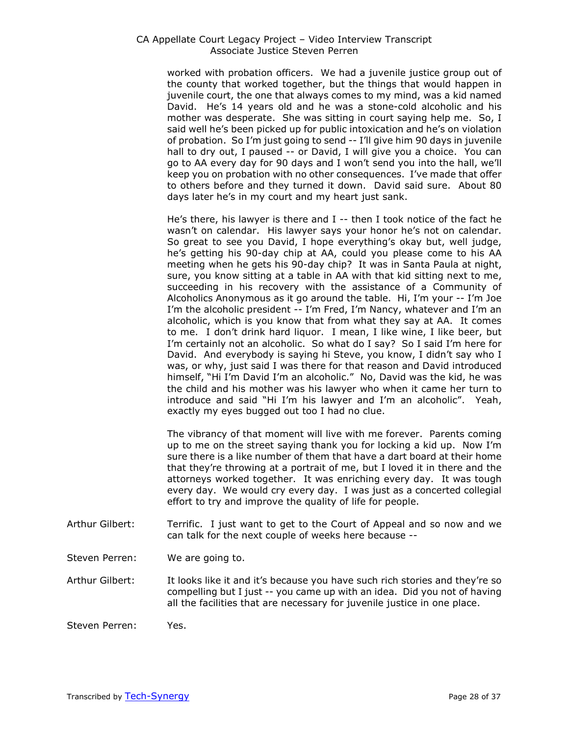worked with probation officers. We had a juvenile justice group out of the county that worked together, but the things that would happen in juvenile court, the one that always comes to my mind, was a kid named David. He's 14 years old and he was a stone-cold alcoholic and his mother was desperate. She was sitting in court saying help me. So, I said well he's been picked up for public intoxication and he's on violation of probation. So I'm just going to send -- I'll give him 90 days in juvenile hall to dry out, I paused -- or David, I will give you a choice. You can go to AA every day for 90 days and I won't send you into the hall, we'll keep you on probation with no other consequences. I've made that offer to others before and they turned it down. David said sure. About 80 days later he's in my court and my heart just sank.

He's there, his lawyer is there and I -- then I took notice of the fact he wasn't on calendar. His lawyer says your honor he's not on calendar. So great to see you David, I hope everything's okay but, well judge, he's getting his 90-day chip at AA, could you please come to his AA meeting when he gets his 90-day chip? It was in Santa Paula at night, sure, you know sitting at a table in AA with that kid sitting next to me, succeeding in his recovery with the assistance of a Community of Alcoholics Anonymous as it go around the table. Hi, I'm your -- I'm Joe I'm the alcoholic president -- I'm Fred, I'm Nancy, whatever and I'm an alcoholic, which is you know that from what they say at AA. It comes to me. I don't drink hard liquor. I mean, I like wine, I like beer, but I'm certainly not an alcoholic. So what do I say? So I said I'm here for David. And everybody is saying hi Steve, you know, I didn't say who I was, or why, just said I was there for that reason and David introduced himself, "Hi I'm David I'm an alcoholic." No, David was the kid, he was the child and his mother was his lawyer who when it came her turn to introduce and said "Hi I'm his lawyer and I'm an alcoholic". Yeah, exactly my eyes bugged out too I had no clue.

The vibrancy of that moment will live with me forever. Parents coming up to me on the street saying thank you for locking a kid up. Now I'm sure there is a like number of them that have a dart board at their home that they're throwing at a portrait of me, but I loved it in there and the attorneys worked together. It was enriching every day. It was tough every day. We would cry every day. I was just as a concerted collegial effort to try and improve the quality of life for people.

Arthur Gilbert: Terrific. I just want to get to the Court of Appeal and so now and we can talk for the next couple of weeks here because --

Steven Perren: We are going to.

Arthur Gilbert: It looks like it and it's because you have such rich stories and they're so compelling but I just -- you came up with an idea. Did you not of having all the facilities that are necessary for juvenile justice in one place.

Steven Perren: Yes.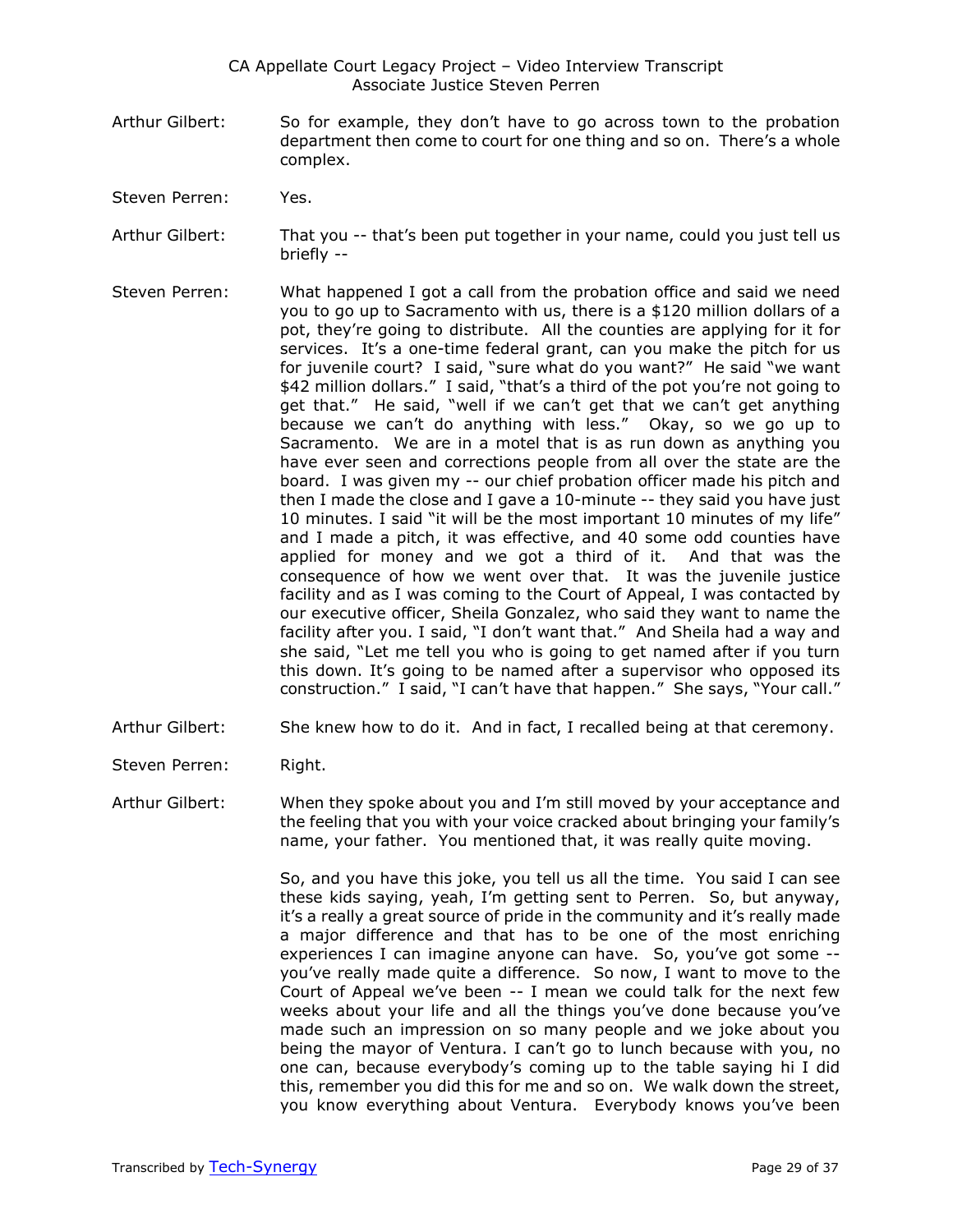**Arthur Gilbert:** So for example, they don't have to go across town to the probation department then come to court for one thing and so on. There's a whole complex.

**Steven Perren:** Yes.

**Arthur Gilbert:** That you -- that's been put together in your name, could you just tell us briefly --

**Steven Perren:** What happened I got a call from the probation office and said we need you to go up to Sacramento with us, there is a $120 million dollars of a pot, they're going to distribute. All the counties are applying for it for services. It's a one-time federal grant, can you make the pitch for us for juvenile court? I said, "sure what do you want?" He said "we want $42 million dollars." I said, "that's a third of the pot you're not going to get that." He said, "well if we can't get that we can't get anything because we can't do anything with less." Okay, so we go up to Sacramento. We are in a motel that is as run down as anything you have ever seen and corrections people from all over the state are the board. I was given my -- our chief probation officer made his pitch and then I made the close and I gave a 10-minute -- they said you have just 10 minutes. I said "it will be the most important 10 minutes of my life" and I made a pitch, it was effective, and 40 some odd counties have applied for money and we got a third of it. And that was the consequence of how we went over that. It was the juvenile justice facility and as I was coming to the Court of Appeal, I was contacted by our executive officer, Sheila Gonzalez, who said they want to name the facility after you. I said, "I don't want that." And Sheila had a way and she said, "Let me tell you who is going to get named after if you turn this down. It's going to be named after a supervisor who opposed its construction." I said, "I can't have that happen." She says, "Your call."

**Arthur Gilbert:** She knew how to do it. And in fact, I recalled being at that ceremony.

**Steven Perren:** Right.

**Arthur Gilbert:** When they spoke about you and I'm still moved by your acceptance and the feeling that you with your voice cracked about bringing your family's name, your father. You mentioned that, it was really quite moving.

So, and you have this joke, you tell us all the time. You said I can see these kids saying, yeah, I'm getting sent to Perren. So, but anyway, it's a really a great source of pride in the community and it's really made a major difference and that has to be one of the most enriching experiences I can imagine anyone can have. So, you've got some -- you've really made quite a difference. So now, I want to move to the Court of Appeal we've been -- I mean we could talk for the next few weeks about your life and all the things you've done because you've made such an impression on so many people and we joke about you being the mayor of Ventura. I can't go to lunch because with you, no one can, because everybody's coming up to the table saying hi I did this, remember you did this for me and so on. We walk down the street, you know everything about Ventura. Everybody knows you've been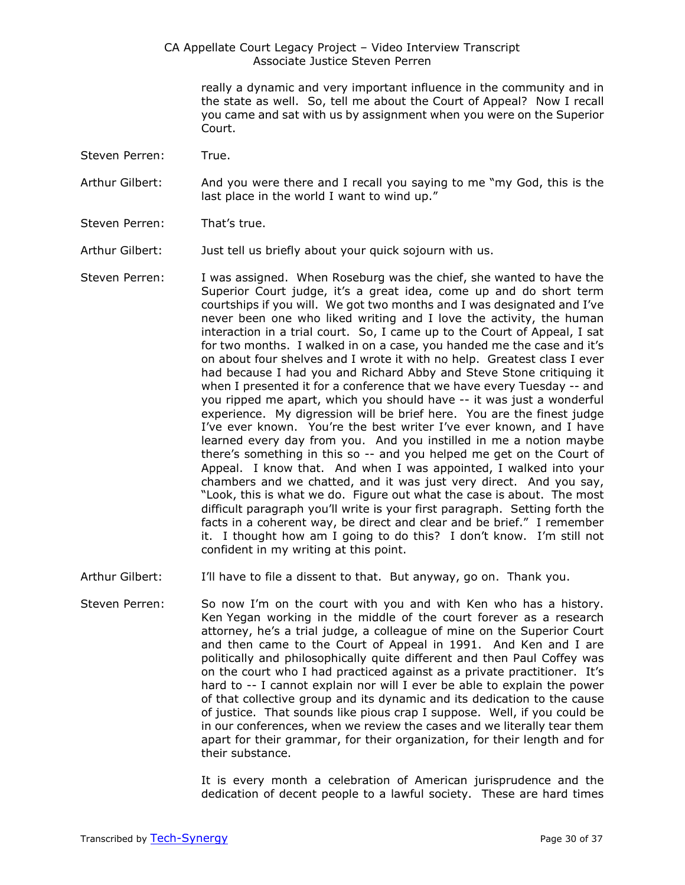really a dynamic and very important influence in the community and in the state as well. So, tell me about the Court of Appeal? Now I recall you came and sat with us by assignment when you were on the Superior Court.

Steven Perren: True.

Arthur Gilbert: And you were there and I recall you saying to me "my God, this is the last place in the world I want to wind up."

Steven Perren: That's true.

Arthur Gilbert: Just tell us briefly about your quick sojourn with us.

Steven Perren: I was assigned. When Roseburg was the chief, she wanted to have the Superior Court judge, it's a great idea, come up and do short term courtships if you will. We got two months and I was designated and I've never been one who liked writing and I love the activity, the human interaction in a trial court. So, I came up to the Court of Appeal, I sat for two months. I walked in on a case, you handed me the case and it's on about four shelves and I wrote it with no help. Greatest class I ever had because I had you and Richard Abby and Steve Stone critiquing it when I presented it for a conference that we have every Tuesday -- and you ripped me apart, which you should have -- it was just a wonderful experience. My digression will be brief here. You are the finest judge I've ever known. You're the best writer I've ever known, and I have learned every day from you. And you instilled in me a notion maybe there's something in this so -- and you helped me get on the Court of Appeal. I know that. And when I was appointed, I walked into your chambers and we chatted, and it was just very direct. And you say, "Look, this is what we do. Figure out what the case is about. The most difficult paragraph you'll write is your first paragraph. Setting forth the facts in a coherent way, be direct and clear and be brief." I remember it. I thought how am I going to do this? I don't know. I'm still not confident in my writing at this point.

Arthur Gilbert: I'll have to file a dissent to that. But anyway, go on. Thank you.

Steven Perren: So now I'm on the court with you and with Ken who has a history. Ken Yegan working in the middle of the court forever as a research attorney, he's a trial judge, a colleague of mine on the Superior Court and then came to the Court of Appeal in 1991. And Ken and I are politically and philosophically quite different and then Paul Coffey was on the court who I had practiced against as a private practitioner. It's hard to -- I cannot explain nor will I ever be able to explain the power of that collective group and its dynamic and its dedication to the cause of justice. That sounds like pious crap I suppose. Well, if you could be in our conferences, when we review the cases and we literally tear them apart for their grammar, for their organization, for their length and for their substance.

It is every month a celebration of American jurisprudence and the dedication of decent people to a lawful society. These are hard times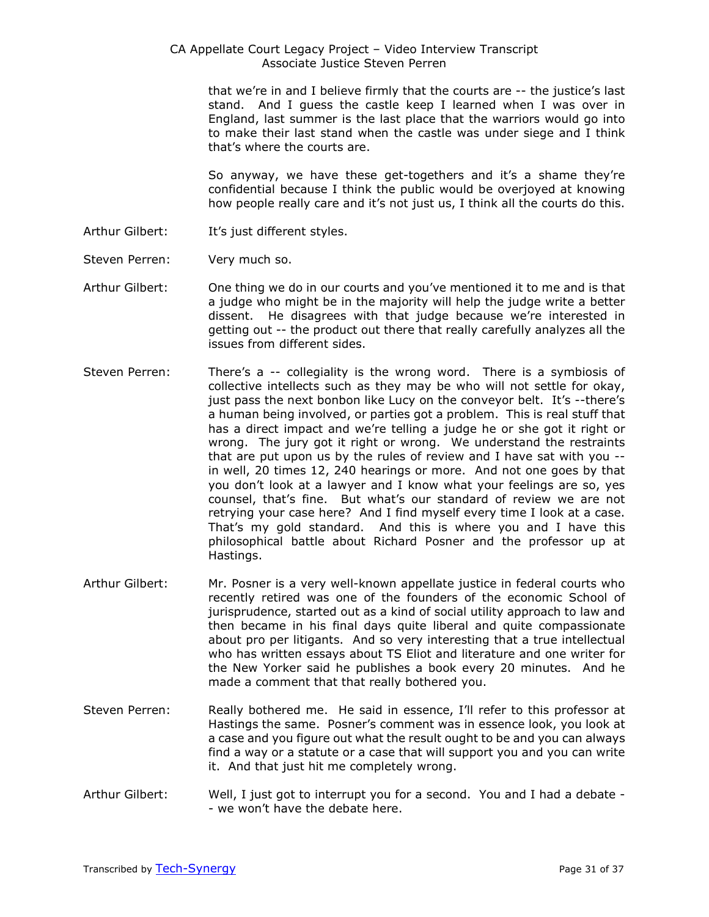that we're in and I believe firmly that the courts are -- the justice's last stand. And I guess the castle keep I learned when I was over in England, last summer is the last place that the warriors would go into to make their last stand when the castle was under siege and I think that's where the courts are.

So anyway, we have these get-togethers and it's a shame they're confidential because I think the public would be overjoyed at knowing how people really care and it's not just us, I think all the courts do this.

Arthur Gilbert: It's just different styles.

Steven Perren: Very much so.

Arthur Gilbert: One thing we do in our courts and you've mentioned it to me and is that a judge who might be in the majority will help the judge write a better dissent. He disagrees with that judge because we're interested in getting out -- the product out there that really carefully analyzes all the issues from different sides.

Steven Perren: There's a -- collegiality is the wrong word. There is a symbiosis of collective intellects such as they may be who will not settle for okay, just pass the next bonbon like Lucy on the conveyor belt. It's --there's a human being involved, or parties got a problem. This is real stuff that has a direct impact and we're telling a judge he or she got it right or wrong. The jury got it right or wrong. We understand the restraints that are put upon us by the rules of review and I have sat with you -- in well, 20 times 12, 240 hearings or more. And not one goes by that you don't look at a lawyer and I know what your feelings are so, yes counsel, that's fine. But what's our standard of review we are not retrying your case here? And I find myself every time I look at a case. That's my gold standard. And this is where you and I have this philosophical battle about Richard Posner and the professor up at Hastings.

Arthur Gilbert: Mr. Posner is a very well-known appellate justice in federal courts who recently retired was one of the founders of the economic School of jurisprudence, started out as a kind of social utility approach to law and then became in his final days quite liberal and quite compassionate about pro per litigants. And so very interesting that a true intellectual who has written essays about TS Eliot and literature and one writer for the New Yorker said he publishes a book every 20 minutes. And he made a comment that that really bothered you.

Steven Perren: Really bothered me. He said in essence, I'll refer to this professor at Hastings the same. Posner's comment was in essence look, you look at a case and you figure out what the result ought to be and you can always find a way or a statute or a case that will support you and you can write it. And that just hit me completely wrong.

Arthur Gilbert: Well, I just got to interrupt you for a second. You and I had a debate -- we won't have the debate here.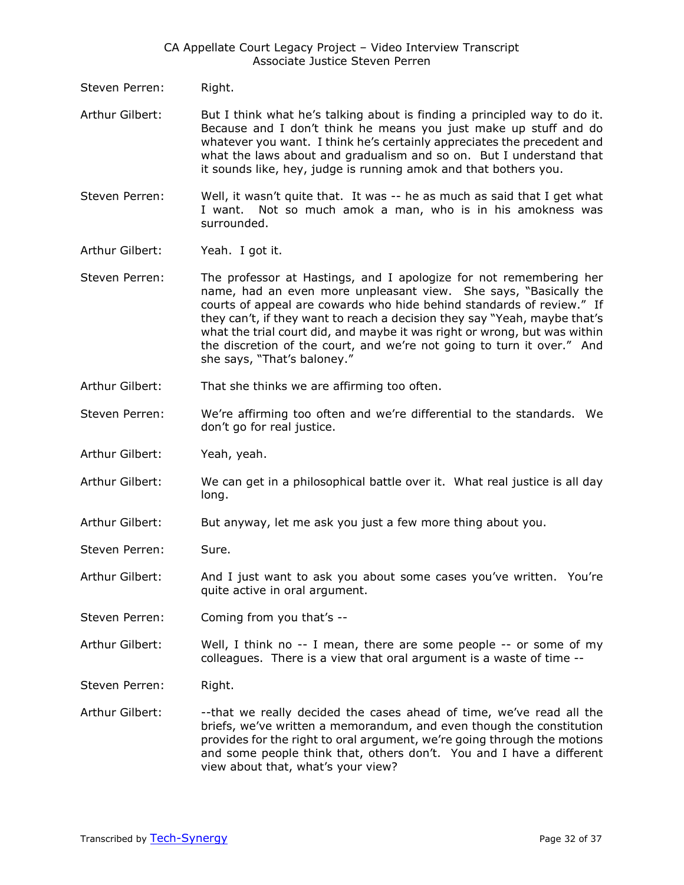Steven Perren: Right.

Arthur Gilbert: But I think what he's talking about is finding a principled way to do it. Because and I don't think he means you just make up stuff and do whatever you want. I think he's certainly appreciates the precedent and what the laws about and gradualism and so on. But I understand that it sounds like, hey, judge is running amok and that bothers you.

Steven Perren: Well, it wasn't quite that. It was -- he as much as said that I get what I want. Not so much amok a man, who is in his amokness was surrounded.

Arthur Gilbert: Yeah. I got it.

Steven Perren: The professor at Hastings, and I apologize for not remembering her name, had an even more unpleasant view. She says, "Basically the courts of appeal are cowards who hide behind standards of review." If they can't, if they want to reach a decision they say "Yeah, maybe that's what the trial court did, and maybe it was right or wrong, but was within the discretion of the court, and we're not going to turn it over." And she says, "That's baloney."

Arthur Gilbert: That she thinks we are affirming too often.

Steven Perren: We're affirming too often and we're differential to the standards. We don't go for real justice.

Arthur Gilbert: Yeah, yeah.

Arthur Gilbert: We can get in a philosophical battle over it. What real justice is all day long.

Arthur Gilbert: But anyway, let me ask you just a few more thing about you.

Steven Perren: Sure.

Arthur Gilbert: And I just want to ask you about some cases you've written. You're quite active in oral argument.

Steven Perren: Coming from you that's --

Arthur Gilbert: Well, I think no -- I mean, there are some people -- or some of my colleagues. There is a view that oral argument is a waste of time --

Steven Perren: Right.

Arthur Gilbert: --that we really decided the cases ahead of time, we've read all the briefs, we've written a memorandum, and even though the constitution provides for the right to oral argument, we're going through the motions and some people think that, others don't. You and I have a different view about that, what's your view?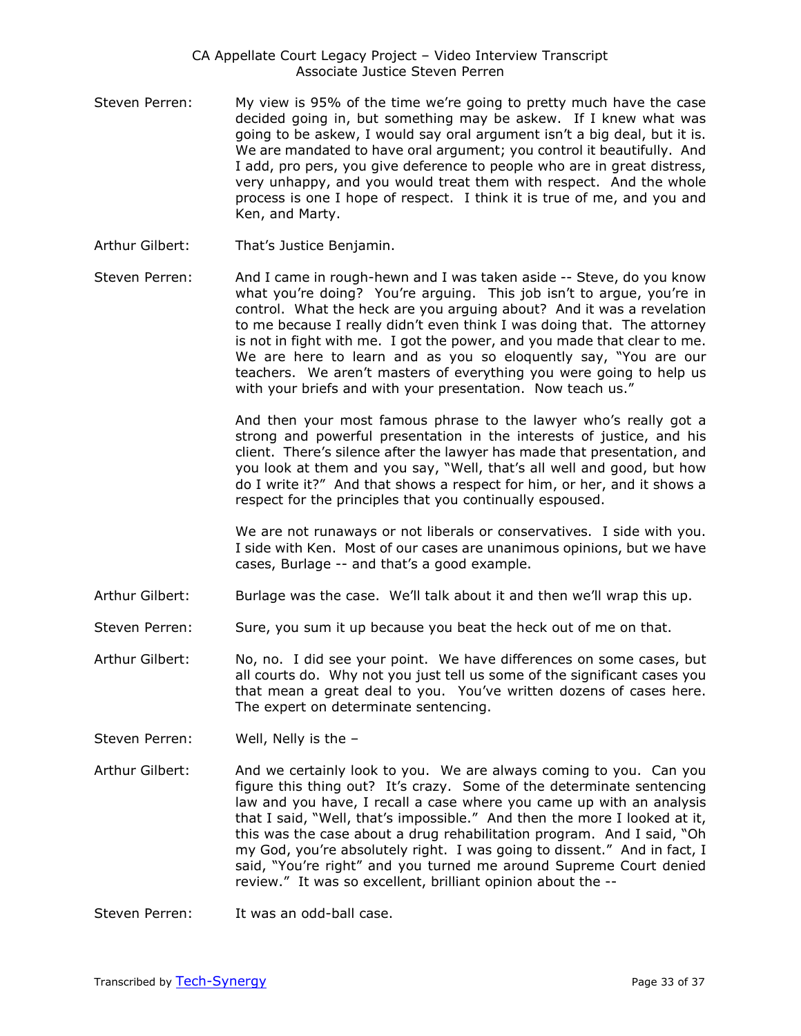Steven Perren: My view is 95% of the time we're going to pretty much have the case decided going in, but something may be askew. If I knew what was going to be askew, I would say oral argument isn't a big deal, but it is. We are mandated to have oral argument; you control it beautifully. And I add, pro pers, you give deference to people who are in great distress, very unhappy, and you would treat them with respect. And the whole process is one I hope of respect. I think it is true of me, and you and Ken, and Marty.

Arthur Gilbert: That's Justice Benjamin.

Steven Perren: And I came in rough-hewn and I was taken aside -- Steve, do you know what you're doing? You're arguing. This job isn't to argue, you're in control. What the heck are you arguing about? And it was a revelation to me because I really didn't even think I was doing that. The attorney is not in fight with me. I got the power, and you made that clear to me. We are here to learn and as you so eloquently say, "You are our teachers. We aren't masters of everything you were going to help us with your briefs and with your presentation. Now teach us."

And then your most famous phrase to the lawyer who's really got a strong and powerful presentation in the interests of justice, and his client. There's silence after the lawyer has made that presentation, and you look at them and you say, "Well, that's all well and good, but how do I write it?" And that shows a respect for him, or her, and it shows a respect for the principles that you continually espoused.

We are not runaways or not liberals or conservatives. I side with you. I side with Ken. Most of our cases are unanimous opinions, but we have cases, Burlage -- and that's a good example.

Arthur Gilbert: Burlage was the case. We'll talk about it and then we'll wrap this up.

Steven Perren: Sure, you sum it up because you beat the heck out of me on that.

Arthur Gilbert: No, no. I did see your point. We have differences on some cases, but all courts do. Why not you just tell us some of the significant cases you that mean a great deal to you. You've written dozens of cases here. The expert on determinate sentencing.

Steven Perren: Well, Nelly is the –

Arthur Gilbert: And we certainly look to you. We are always coming to you. Can you figure this thing out? It's crazy. Some of the determinate sentencing law and you have, I recall a case where you came up with an analysis that I said, "Well, that's impossible." And then the more I looked at it, this was the case about a drug rehabilitation program. And I said, "Oh my God, you're absolutely right. I was going to dissent." And in fact, I said, "You're right" and you turned me around Supreme Court denied review." It was so excellent, brilliant opinion about the --

Steven Perren: It was an odd-ball case.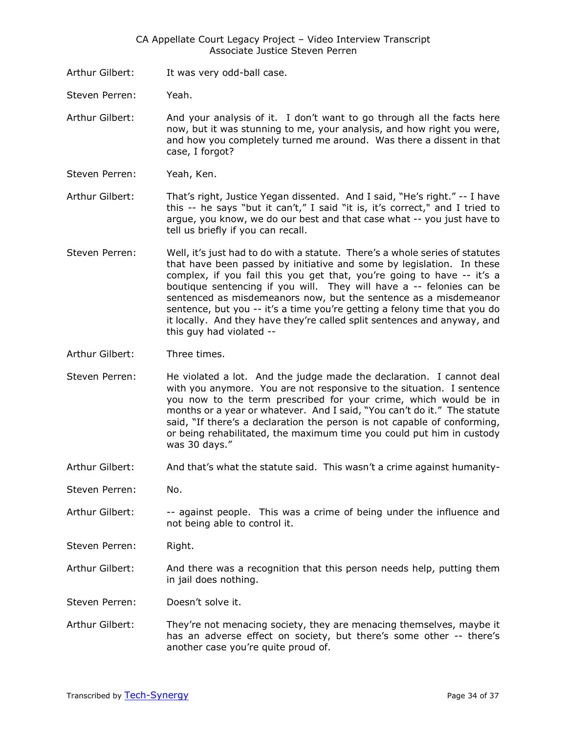Arthur Gilbert: It was very odd-ball case.

Steven Perren: Yeah.

Arthur Gilbert: And your analysis of it. I don't want to go through all the facts here now, but it was stunning to me, your analysis, and how right you were, and how you completely turned me around. Was there a dissent in that case, I forgot?

Steven Perren: Yeah, Ken.

Arthur Gilbert: That's right, Justice Yegan dissented. And I said, "He's right." -- I have this -- he says "but it can't," I said "it is, it's correct," and I tried to argue, you know, we do our best and that case what -- you just have to tell us briefly if you can recall.

Steven Perren: Well, it's just had to do with a statute. There's a whole series of statutes that have been passed by initiative and some by legislation. In these complex, if you fail this you get that, you're going to have -- it's a boutique sentencing if you will. They will have a -- felonies can be sentenced as misdemeanors now, but the sentence as a misdemeanor sentence, but you -- it's a time you're getting a felony time that you do it locally. And they have they're called split sentences and anyway, and this guy had violated --

Arthur Gilbert: Three times.

Steven Perren: He violated a lot. And the judge made the declaration. I cannot deal with you anymore. You are not responsive to the situation. I sentence you now to the term prescribed for your crime, which would be in months or a year or whatever. And I said, "You can't do it." The statute said, "If there's a declaration the person is not capable of conforming, or being rehabilitated, the maximum time you could put him in custody was 30 days."

Arthur Gilbert: And that's what the statute said. This wasn't a crime against humanity-

Steven Perren: No.

Arthur Gilbert: -- against people. This was a crime of being under the influence and not being able to control it.

Steven Perren: Right.

Arthur Gilbert: And there was a recognition that this person needs help, putting them in jail does nothing.

Steven Perren: Doesn't solve it.

Arthur Gilbert: They're not menacing society, they are menacing themselves, maybe it has an adverse effect on society, but there's some other -- there's another case you're quite proud of.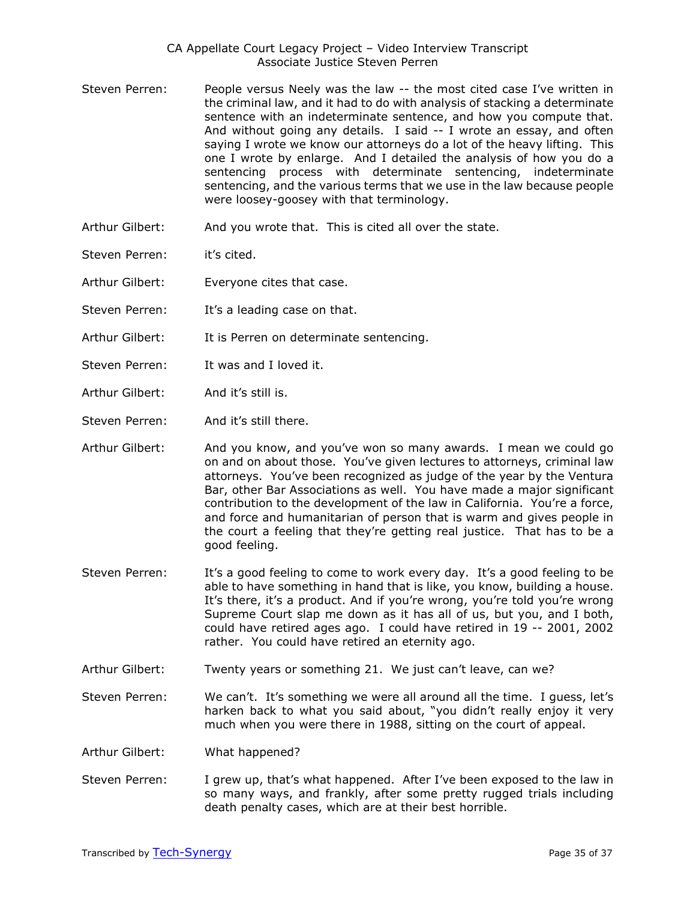Steven Perren: People versus Neely was the law -- the most cited case I've written in the criminal law, and it had to do with analysis of stacking a determinate sentence with an indeterminate sentence, and how you compute that. And without going any details. I said -- I wrote an essay, and often saying I wrote we know our attorneys do a lot of the heavy lifting. This one I wrote by enlarge. And I detailed the analysis of how you do a sentencing process with determinate sentencing, indeterminate sentencing, and the various terms that we use in the law because people were loosey-goosey with that terminology.

Arthur Gilbert: And you wrote that. This is cited all over the state.

Steven Perren: it's cited.

Arthur Gilbert: Everyone cites that case.

Steven Perren: It's a leading case on that.

Arthur Gilbert: It is Perren on determinate sentencing.

Steven Perren: It was and I loved it.

Arthur Gilbert: And it's still is.

Steven Perren: And it's still there.

Arthur Gilbert: And you know, and you've won so many awards. I mean we could go on and on about those. You've given lectures to attorneys, criminal law attorneys. You've been recognized as judge of the year by the Ventura Bar, other Bar Associations as well. You have made a major significant contribution to the development of the law in California. You're a force, and force and humanitarian of person that is warm and gives people in the court a feeling that they're getting real justice. That has to be a good feeling.

Steven Perren: It's a good feeling to come to work every day. It's a good feeling to be able to have something in hand that is like, you know, building a house. It's there, it's a product. And if you're wrong, you're told you're wrong Supreme Court slap me down as it has all of us, but you, and I both, could have retired ages ago. I could have retired in 19 -- 2001, 2002 rather. You could have retired an eternity ago.

Arthur Gilbert: Twenty years or something 21. We just can't leave, can we?

Steven Perren: We can't. It's something we were all around all the time. I guess, let's harken back to what you said about, "you didn't really enjoy it very much when you were there in 1988, sitting on the court of appeal.

Arthur Gilbert: What happened?

Steven Perren: I grew up, that's what happened. After I've been exposed to the law in so many ways, and frankly, after some pretty rugged trials including death penalty cases, which are at their best horrible.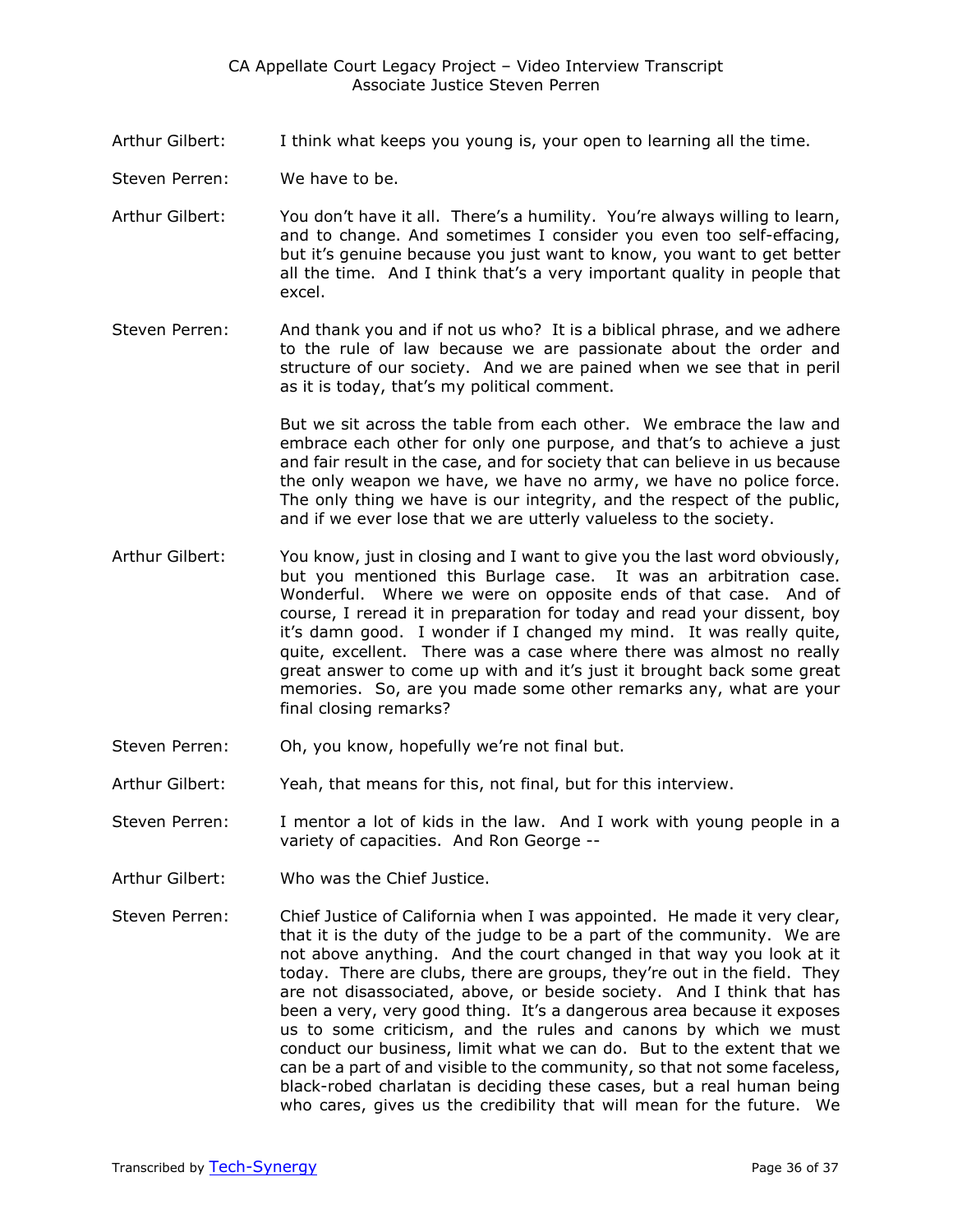Arthur Gilbert: I think what keeps you young is, your open to learning all the time.

Steven Perren: We have to be.

Arthur Gilbert: You don't have it all. There's a humility. You're always willing to learn, and to change. And sometimes I consider you even too self-effacing, but it's genuine because you just want to know, you want to get better all the time. And I think that's a very important quality in people that excel.

Steven Perren: And thank you and if not us who? It is a biblical phrase, and we adhere to the rule of law because we are passionate about the order and structure of our society. And we are pained when we see that in peril as it is today, that's my political comment.

But we sit across the table from each other. We embrace the law and embrace each other for only one purpose, and that's to achieve a just and fair result in the case, and for society that can believe in us because the only weapon we have, we have no army, we have no police force. The only thing we have is our integrity, and the respect of the public, and if we ever lose that we are utterly valueless to the society.

Arthur Gilbert: You know, just in closing and I want to give you the last word obviously, but you mentioned this Burlage case. It was an arbitration case. Wonderful. Where we were on opposite ends of that case. And of course, I reread it in preparation for today and read your dissent, boy it's damn good. I wonder if I changed my mind. It was really quite, quite, excellent. There was a case where there was almost no really great answer to come up with and it's just it brought back some great memories. So, are you made some other remarks any, what are your final closing remarks?

Steven Perren: Oh, you know, hopefully we're not final but.

Arthur Gilbert: Yeah, that means for this, not final, but for this interview.

Steven Perren: I mentor a lot of kids in the law. And I work with young people in a variety of capacities. And Ron George --

Arthur Gilbert: Who was the Chief Justice.

Steven Perren: Chief Justice of California when I was appointed. He made it very clear, that it is the duty of the judge to be a part of the community. We are not above anything. And the court changed in that way you look at it today. There are clubs, there are groups, they're out in the field. They are not disassociated, above, or beside society. And I think that has been a very, very good thing. It's a dangerous area because it exposes us to some criticism, and the rules and canons by which we must conduct our business, limit what we can do. But to the extent that we can be a part of and visible to the community, so that not some faceless, black-robed charlatan is deciding these cases, but a real human being who cares, gives us the credibility that will mean for the future. We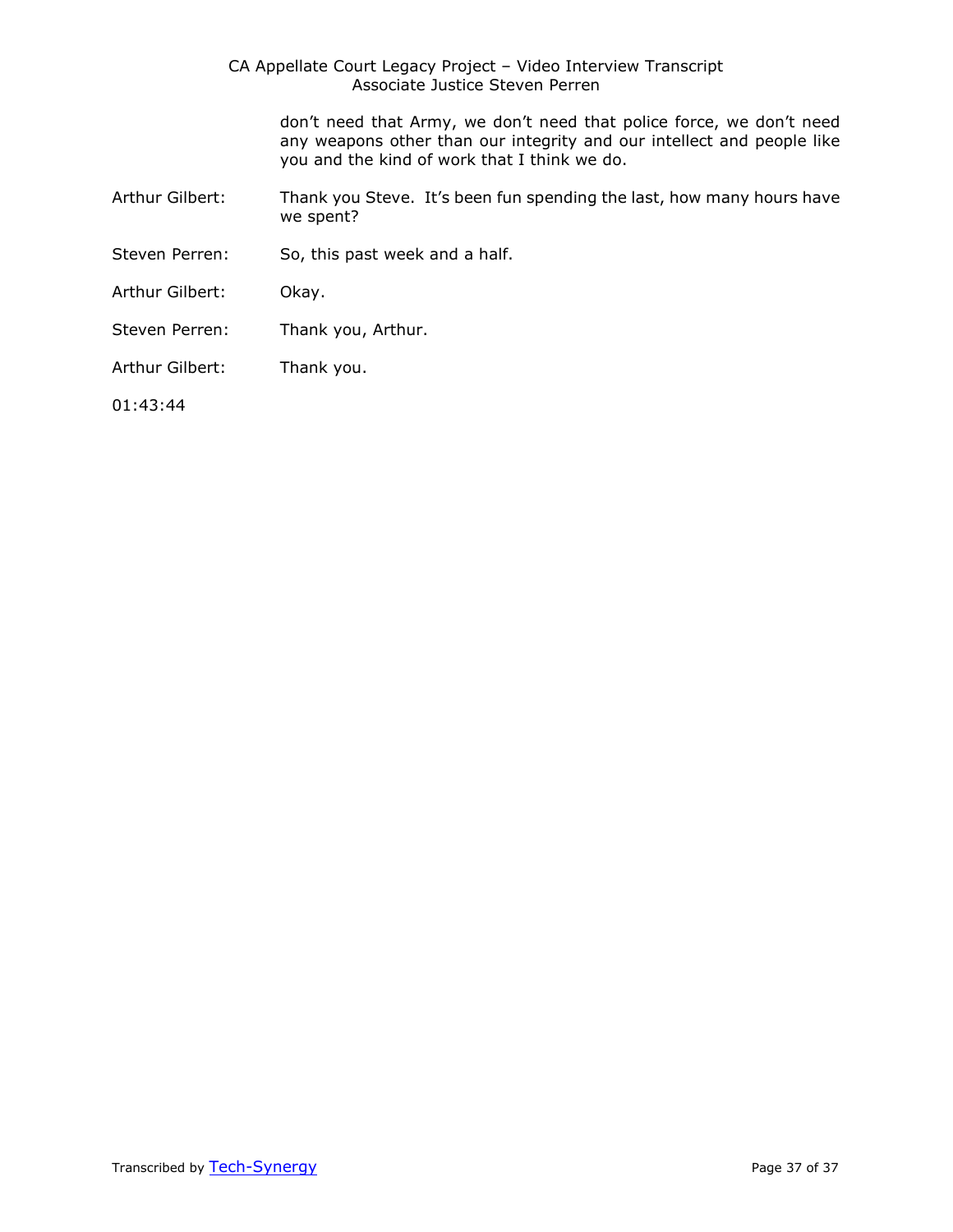don't need that Army, we don't need that police force, we don't need any weapons other than our integrity and our intellect and people like you and the kind of work that I think we do.

Arthur Gilbert: Thank you Steve. It's been fun spending the last, how many hours have we spent?

Steven Perren: So, this past week and a half.

Arthur Gilbert: Okay.

Steven Perren: Thank you, Arthur.

Arthur Gilbert: Thank you.

01:43:44